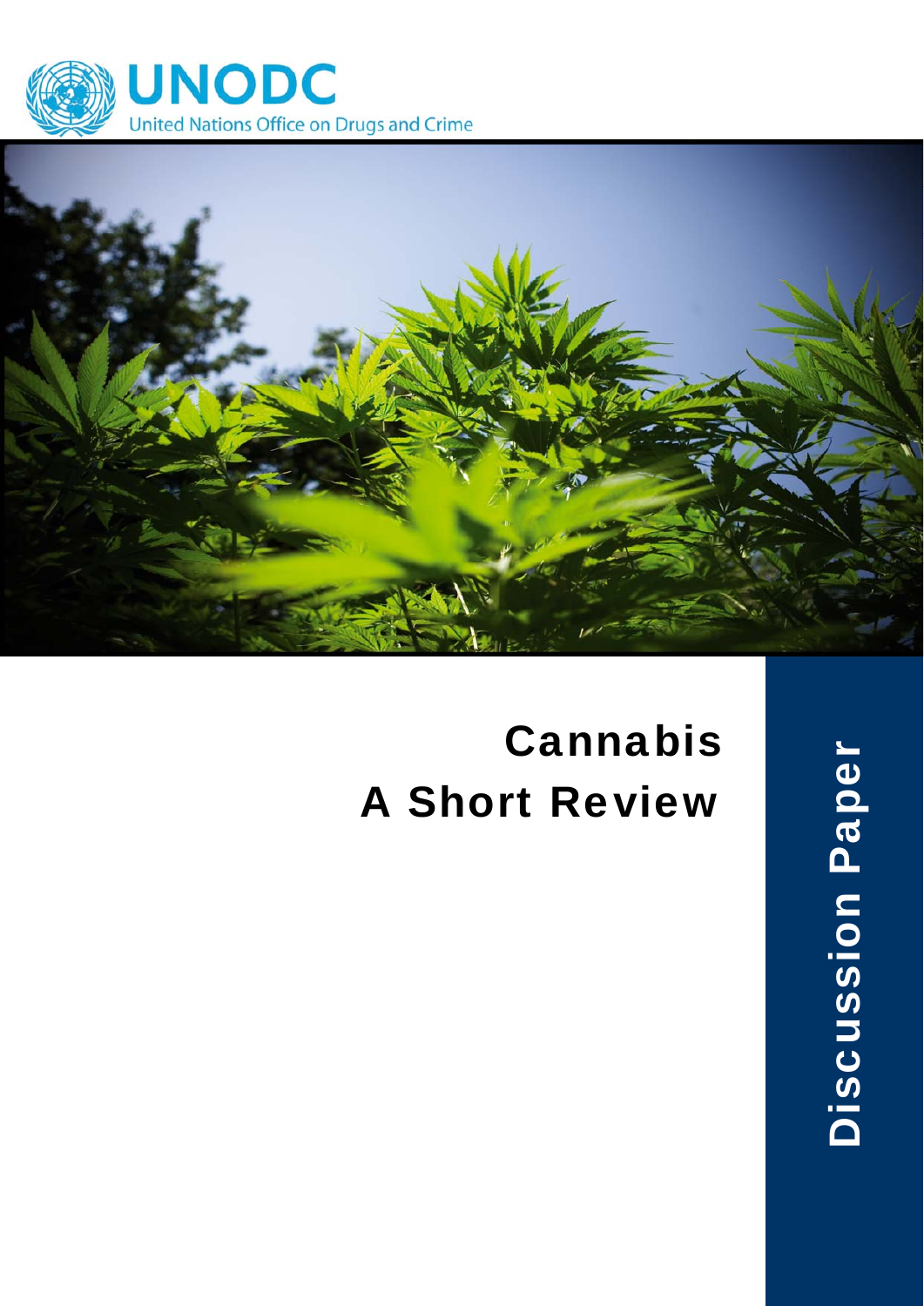UNODC

United Nations Office on Drugs and Crime

# Cannabis
# A Short Review

Discussion Paper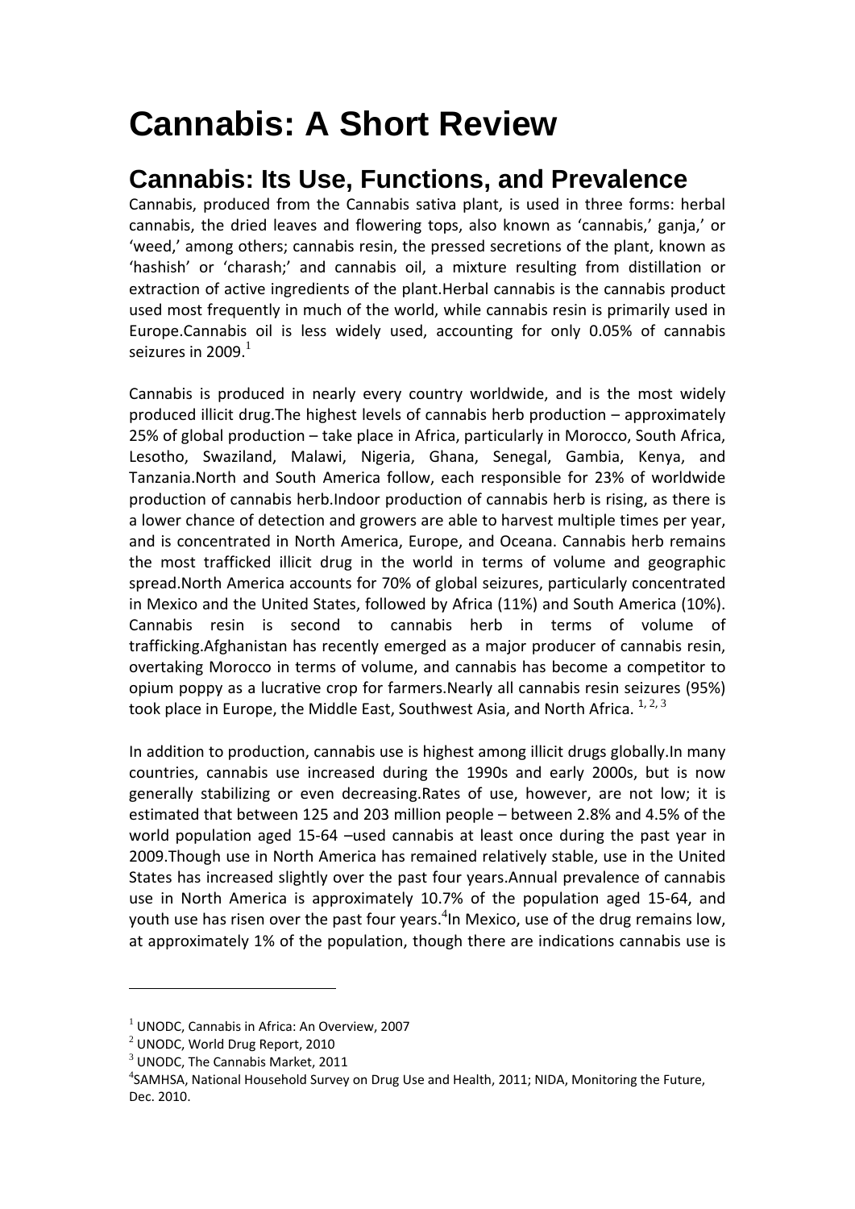# Cannabis: A Short Review

## Cannabis: Its Use, Functions, and Prevalence

Cannabis, produced from the Cannabis sativa plant, is used in three forms: herbal cannabis, the dried leaves and flowering tops, also known as 'cannabis,' ganja,' or 'weed,' among others; cannabis resin, the pressed secretions of the plant, known as 'hashish' or 'charash;' and cannabis oil, a mixture resulting from distillation or extraction of active ingredients of the plant.Herbal cannabis is the cannabis product used most frequently in much of the world, while cannabis resin is primarily used in Europe.Cannabis oil is less widely used, accounting for only 0.05% of cannabis seizures in 2009.[1]

Cannabis is produced in nearly every country worldwide, and is the most widely produced illicit drug.The highest levels of cannabis herb production – approximately 25% of global production – take place in Africa, particularly in Morocco, South Africa, Lesotho, Swaziland, Malawi, Nigeria, Ghana, Senegal, Gambia, Kenya, and Tanzania.North and South America follow, each responsible for 23% of worldwide production of cannabis herb.Indoor production of cannabis herb is rising, as there is a lower chance of detection and growers are able to harvest multiple times per year, and is concentrated in North America, Europe, and Oceana. Cannabis herb remains the most trafficked illicit drug in the world in terms of volume and geographic spread.North America accounts for 70% of global seizures, particularly concentrated in Mexico and the United States, followed by Africa (11%) and South America (10%). Cannabis resin is second to cannabis herb in terms of volume of trafficking.Afghanistan has recently emerged as a major producer of cannabis resin, overtaking Morocco in terms of volume, and cannabis has become a competitor to opium poppy as a lucrative crop for farmers.Nearly all cannabis resin seizures (95%) took place in Europe, the Middle East, Southwest Asia, and North Africa. [1, 2, 3]

In addition to production, cannabis use is highest among illicit drugs globally.In many countries, cannabis use increased during the 1990s and early 2000s, but is now generally stabilizing or even decreasing.Rates of use, however, are not low; it is estimated that between 125 and 203 million people – between 2.8% and 4.5% of the world population aged 15-64 –used cannabis at least once during the past year in 2009.Though use in North America has remained relatively stable, use in the United States has increased slightly over the past four years.Annual prevalence of cannabis use in North America is approximately 10.7% of the population aged 15-64, and youth use has risen over the past four years.[4]In Mexico, use of the drug remains low, at approximately 1% of the population, though there are indications cannabis use is

---

[1] UNODC, Cannabis in Africa: An Overview, 2007
[2] UNODC, World Drug Report, 2010
[3] UNODC, The Cannabis Market, 2011
[4] SAMHSA, National Household Survey on Drug Use and Health, 2011; NIDA, Monitoring the Future, Dec. 2010.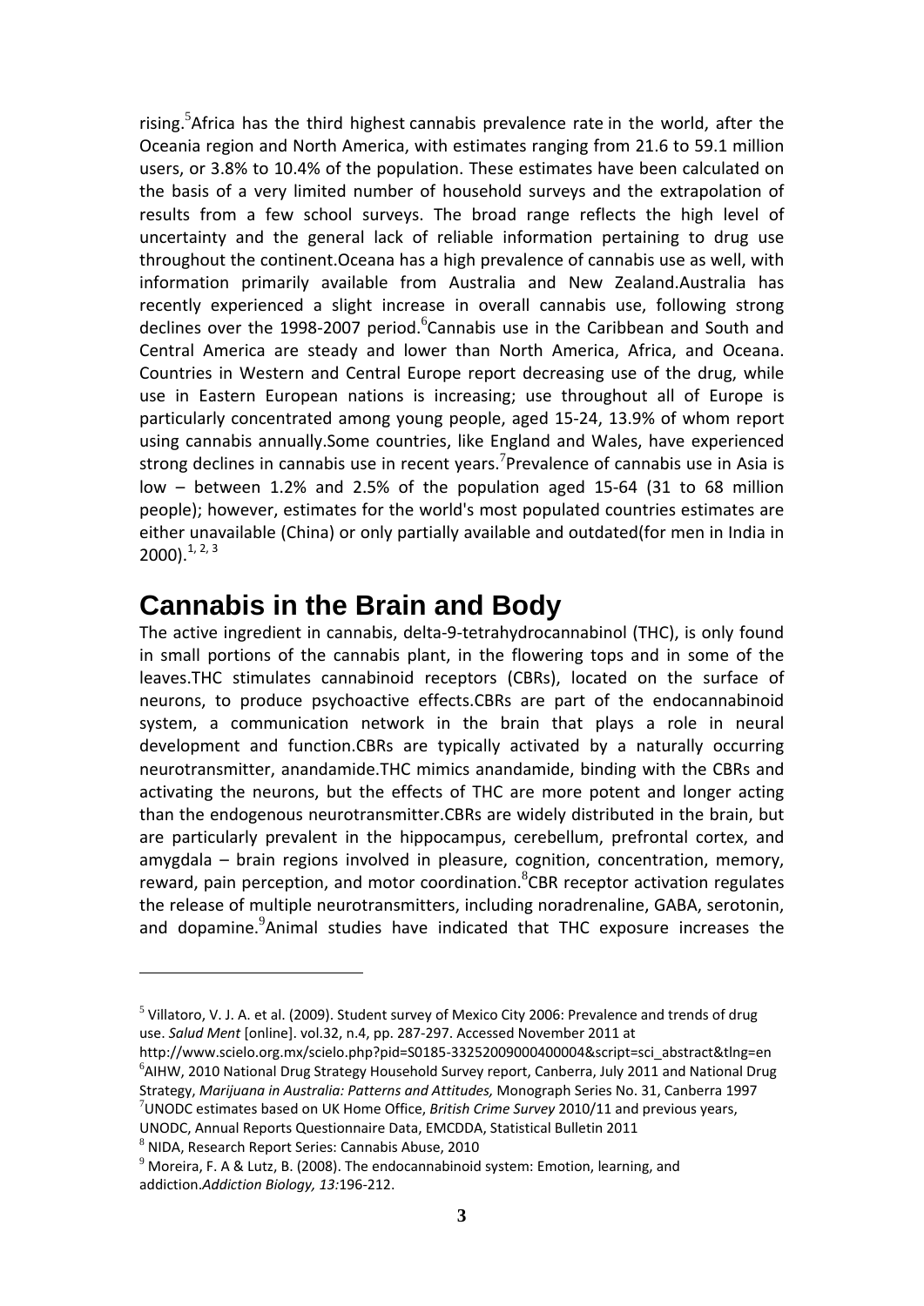rising.[5]Africa has the third highest cannabis prevalence rate in the world, after the Oceania region and North America, with estimates ranging from 21.6 to 59.1 million users, or 3.8% to 10.4% of the population. These estimates have been calculated on the basis of a very limited number of household surveys and the extrapolation of results from a few school surveys. The broad range reflects the high level of uncertainty and the general lack of reliable information pertaining to drug use throughout the continent.Oceana has a high prevalence of cannabis use as well, with information primarily available from Australia and New Zealand.Australia has recently experienced a slight increase in overall cannabis use, following strong declines over the 1998-2007 period.[6]Cannabis use in the Caribbean and South and Central America are steady and lower than North America, Africa, and Oceana. Countries in Western and Central Europe report decreasing use of the drug, while use in Eastern European nations is increasing; use throughout all of Europe is particularly concentrated among young people, aged 15-24, 13.9% of whom report using cannabis annually.Some countries, like England and Wales, have experienced strong declines in cannabis use in recent years.[7]Prevalence of cannabis use in Asia is low – between 1.2% and 2.5% of the population aged 15-64 (31 to 68 million people); however, estimates for the world's most populated countries estimates are either unavailable (China) or only partially available and outdated(for men in India in 2000).[1, 2, 3]

## Cannabis in the Brain and Body

The active ingredient in cannabis, delta-9-tetrahydrocannabinol (THC), is only found in small portions of the cannabis plant, in the flowering tops and in some of the leaves.THC stimulates cannabinoid receptors (CBRs), located on the surface of neurons, to produce psychoactive effects.CBRs are part of the endocannabinoid system, a communication network in the brain that plays a role in neural development and function.CBRs are typically activated by a naturally occurring neurotransmitter, anandamide.THC mimics anandamide, binding with the CBRs and activating the neurons, but the effects of THC are more potent and longer acting than the endogenous neurotransmitter.CBRs are widely distributed in the brain, but are particularly prevalent in the hippocampus, cerebellum, prefrontal cortex, and amygdala – brain regions involved in pleasure, cognition, concentration, memory, reward, pain perception, and motor coordination.[8]CBR receptor activation regulates the release of multiple neurotransmitters, including noradrenaline, GABA, serotonin, and dopamine.[9]Animal studies have indicated that THC exposure increases the

---

[5] Villatoro, V. J. A. et al. (2009). Student survey of Mexico City 2006: Prevalence and trends of drug use. *Salud Ment* [online]. vol.32, n.4, pp. 287-297. Accessed November 2011 at http://www.scielo.org.mx/scielo.php?pid=S0185-33252009000400004&script=sci_abstract&tlng=en

[6] AIHW, 2010 National Drug Strategy Household Survey report, Canberra, July 2011 and National Drug Strategy, *Marijuana in Australia: Patterns and Attitudes,* Monograph Series No. 31, Canberra 1997

[7] UNODC estimates based on UK Home Office, *British Crime Survey* 2010/11 and previous years, UNODC, Annual Reports Questionnaire Data, EMCDDA, Statistical Bulletin 2011

[8] NIDA, Research Report Series: Cannabis Abuse, 2010

[9] Moreira, F. A & Lutz, B. (2008). The endocannabinoid system: Emotion, learning, and addiction.*Addiction Biology, 13:*196-212.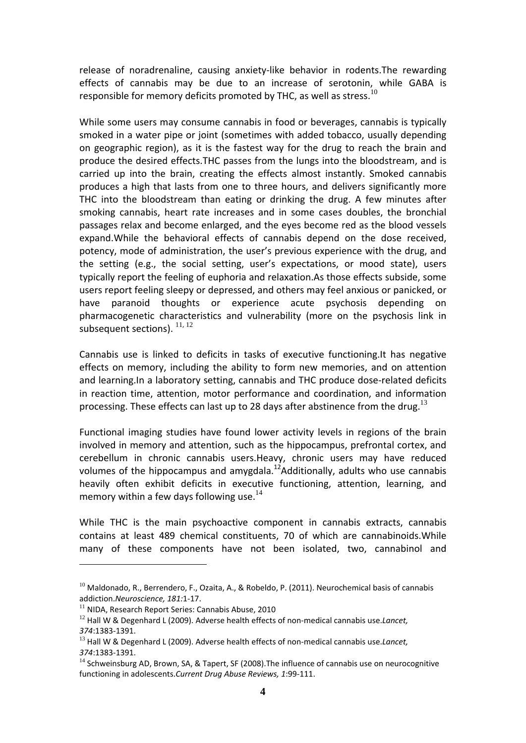release of noradrenaline, causing anxiety-like behavior in rodents.The rewarding effects of cannabis may be due to an increase of serotonin, while GABA is responsible for memory deficits promoted by THC, as well as stress.[10]

While some users may consume cannabis in food or beverages, cannabis is typically smoked in a water pipe or joint (sometimes with added tobacco, usually depending on geographic region), as it is the fastest way for the drug to reach the brain and produce the desired effects.THC passes from the lungs into the bloodstream, and is carried up into the brain, creating the effects almost instantly. Smoked cannabis produces a high that lasts from one to three hours, and delivers significantly more THC into the bloodstream than eating or drinking the drug. A few minutes after smoking cannabis, heart rate increases and in some cases doubles, the bronchial passages relax and become enlarged, and the eyes become red as the blood vessels expand.While the behavioral effects of cannabis depend on the dose received, potency, mode of administration, the user's previous experience with the drug, and the setting (e.g., the social setting, user's expectations, or mood state), users typically report the feeling of euphoria and relaxation.As those effects subside, some users report feeling sleepy or depressed, and others may feel anxious or panicked, or have paranoid thoughts or experience acute psychosis depending on pharmacogenetic characteristics and vulnerability (more on the psychosis link in subsequent sections). [11, 12]

Cannabis use is linked to deficits in tasks of executive functioning.It has negative effects on memory, including the ability to form new memories, and on attention and learning.In a laboratory setting, cannabis and THC produce dose-related deficits in reaction time, attention, motor performance and coordination, and information processing. These effects can last up to 28 days after abstinence from the drug.[13]

Functional imaging studies have found lower activity levels in regions of the brain involved in memory and attention, such as the hippocampus, prefrontal cortex, and cerebellum in chronic cannabis users.Heavy, chronic users may have reduced volumes of the hippocampus and amygdala.[12]Additionally, adults who use cannabis heavily often exhibit deficits in executive functioning, attention, learning, and memory within a few days following use.[14]

While THC is the main psychoactive component in cannabis extracts, cannabis contains at least 489 chemical constituents, 70 of which are cannabinoids.While many of these components have not been isolated, two, cannabinol and

---

[10] Maldonado, R., Berrendero, F., Ozaita, A., & Robeldo, P. (2011). Neurochemical basis of cannabis addiction.*Neuroscience, 181*:1-17.

[11] NIDA, Research Report Series: Cannabis Abuse, 2010

[12] Hall W & Degenhard L (2009). Adverse health effects of non-medical cannabis use.*Lancet, 374*:1383-1391.

[13] Hall W & Degenhard L (2009). Adverse health effects of non-medical cannabis use.*Lancet, 374*:1383-1391.

[14] Schweinsburg AD, Brown, SA, & Tapert, SF (2008).The influence of cannabis use on neurocognitive functioning in adolescents.*Current Drug Abuse Reviews, 1*:99-111.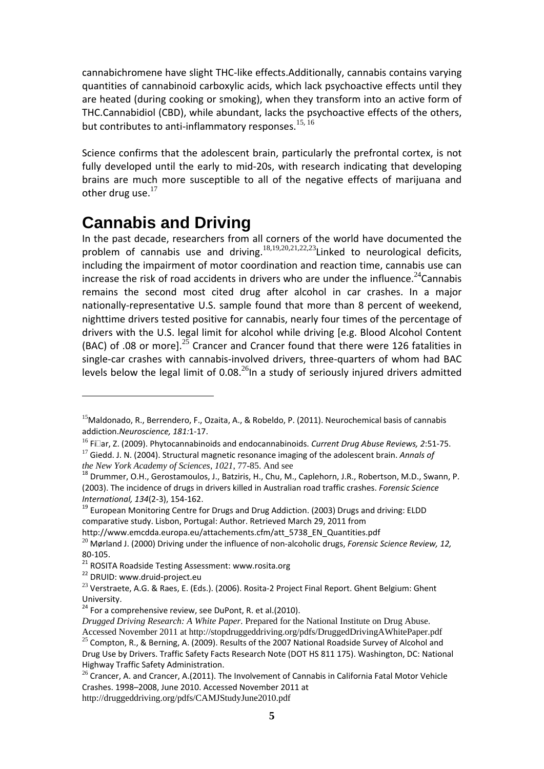cannabichromene have slight THC-like effects.Additionally, cannabis contains varying quantities of cannabinoid carboxylic acids, which lack psychoactive effects until they are heated (during cooking or smoking), when they transform into an active form of THC.Cannabidiol (CBD), while abundant, lacks the psychoactive effects of the others, but contributes to anti-inflammatory responses.[15, 16]

Science confirms that the adolescent brain, particularly the prefrontal cortex, is not fully developed until the early to mid-20s, with research indicating that developing brains are much more susceptible to all of the negative effects of marijuana and other drug use.[17]

## Cannabis and Driving

In the past decade, researchers from all corners of the world have documented the problem of cannabis use and driving.[18,19,20,21,22,23]Linked to neurological deficits, including the impairment of motor coordination and reaction time, cannabis use can increase the risk of road accidents in drivers who are under the influence.[24]Cannabis remains the second most cited drug after alcohol in car crashes. In a major nationally-representative U.S. sample found that more than 8 percent of weekend, nighttime drivers tested positive for cannabis, nearly four times of the percentage of drivers with the U.S. legal limit for alcohol while driving [e.g. Blood Alcohol Content (BAC) of .08 or more].[25] Crancer and Crancer found that there were 126 fatalities in single-car crashes with cannabis-involved drivers, three-quarters of whom had BAC levels below the legal limit of 0.08.[26]In a study of seriously injured drivers admitted

---

[15]Maldonado, R., Berrendero, F., Ozaita, A., & Robeldo, P. (2011). Neurochemical basis of cannabis addiction.*Neuroscience, 181:*1-17.

[16] Fi�ar, Z. (2009). Phytocannabinoids and endocannabinoids. *Current Drug Abuse Reviews, 2*:51-75.

[17] Giedd. J. N. (2004). Structural magnetic resonance imaging of the adolescent brain. *Annals of the New York Academy of Sciences*, *1021*, 77-85. And see

[18] Drummer, O.H., Gerostamoulos, J., Batziris, H., Chu, M., Caplehorn, J.R., Robertson, M.D., Swann, P. (2003). The incidence of drugs in drivers killed in Australian road traffic crashes. *Forensic Science International, 134*(2-3), 154-162.

[19] European Monitoring Centre for Drugs and Drug Addiction. (2003) Drugs and driving: ELDD comparative study. Lisbon, Portugal: Author. Retrieved March 29, 2011 from http://www.emcdda.europa.eu/attachements.cfm/att_5738_EN_Quantities.pdf

[20] Mørland J. (2000) Driving under the influence of non-alcoholic drugs, *Forensic Science Review, 12,* 80-105.

[21] ROSITA Roadside Testing Assessment: www.rosita.org

[22] DRUID: www.druid-project.eu

[23] Verstraete, A.G. & Raes, E. (Eds.). (2006). Rosita-2 Project Final Report. Ghent Belgium: Ghent University.

[24] For a comprehensive review, see DuPont, R. et al.(2010). *Drugged Driving Research: A White Paper*. Prepared for the National Institute on Drug Abuse. Accessed November 2011 at http://stopdruggeddriving.org/pdfs/DruggedDrivingAWhitePaper.pdf

[25] Compton, R., & Berning, A. (2009). Results of the 2007 National Roadside Survey of Alcohol and Drug Use by Drivers. Traffic Safety Facts Research Note (DOT HS 811 175). Washington, DC: National Highway Traffic Safety Administration.

[26] Crancer, A. and Crancer, A.(2011). The Involvement of Cannabis in California Fatal Motor Vehicle Crashes. 1998–2008, June 2010. Accessed November 2011 at http://druggeddriving.org/pdfs/CAMJStudyJune2010.pdf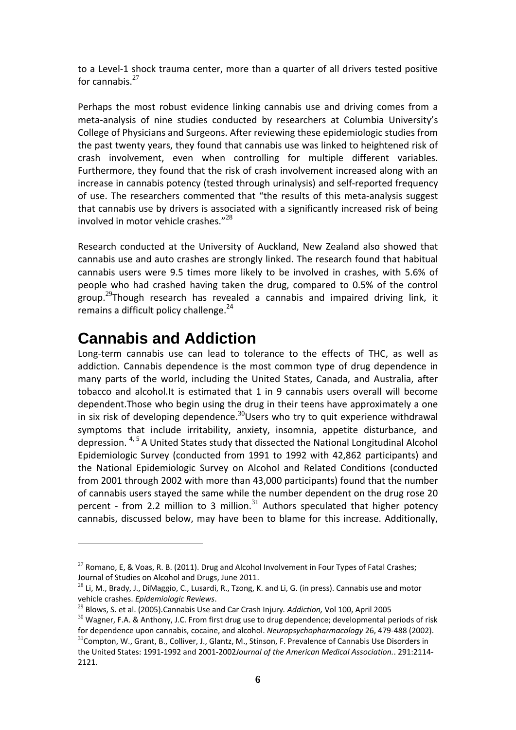to a Level-1 shock trauma center, more than a quarter of all drivers tested positive for cannabis.[27]

Perhaps the most robust evidence linking cannabis use and driving comes from a meta-analysis of nine studies conducted by researchers at Columbia University's College of Physicians and Surgeons. After reviewing these epidemiologic studies from the past twenty years, they found that cannabis use was linked to heightened risk of crash involvement, even when controlling for multiple different variables. Furthermore, they found that the risk of crash involvement increased along with an increase in cannabis potency (tested through urinalysis) and self-reported frequency of use. The researchers commented that "the results of this meta-analysis suggest that cannabis use by drivers is associated with a significantly increased risk of being involved in motor vehicle crashes."[28]

Research conducted at the University of Auckland, New Zealand also showed that cannabis use and auto crashes are strongly linked. The research found that habitual cannabis users were 9.5 times more likely to be involved in crashes, with 5.6% of people who had crashed having taken the drug, compared to 0.5% of the control group.[29]Though research has revealed a cannabis and impaired driving link, it remains a difficult policy challenge.[24]

## Cannabis and Addiction

Long-term cannabis use can lead to tolerance to the effects of THC, as well as addiction. Cannabis dependence is the most common type of drug dependence in many parts of the world, including the United States, Canada, and Australia, after tobacco and alcohol.It is estimated that 1 in 9 cannabis users overall will become dependent.Those who begin using the drug in their teens have approximately a one in six risk of developing dependence.[30]Users who try to quit experience withdrawal symptoms that include irritability, anxiety, insomnia, appetite disturbance, and depression. [4, 5] A United States study that dissected the National Longitudinal Alcohol Epidemiologic Survey (conducted from 1991 to 1992 with 42,862 participants) and the National Epidemiologic Survey on Alcohol and Related Conditions (conducted from 2001 through 2002 with more than 43,000 participants) found that the number of cannabis users stayed the same while the number dependent on the drug rose 20 percent - from 2.2 million to 3 million.[31] Authors speculated that higher potency cannabis, discussed below, may have been to blame for this increase. Additionally,

---

[27] Romano, E, & Voas, R. B. (2011). Drug and Alcohol Involvement in Four Types of Fatal Crashes; Journal of Studies on Alcohol and Drugs, June 2011.

[28] Li, M., Brady, J., DiMaggio, C., Lusardi, R., Tzong, K. and Li, G. (in press). Cannabis use and motor vehicle crashes. *Epidemiologic Reviews*.

[29] Blows, S. et al. (2005).Cannabis Use and Car Crash Injury. *Addiction,* Vol 100, April 2005

[30] Wagner, F.A. & Anthony, J.C. From first drug use to drug dependence; developmental periods of risk for dependence upon cannabis, cocaine, and alcohol. *Neuropsychopharmacology* 26, 479-488 (2002).

[31]Compton, W., Grant, B., Colliver, J., Glantz, M., Stinson, F. Prevalence of Cannabis Use Disorders in the United States: 1991-1992 and 2001-2002*Journal of the American Medical Association.*. 291:2114-2121.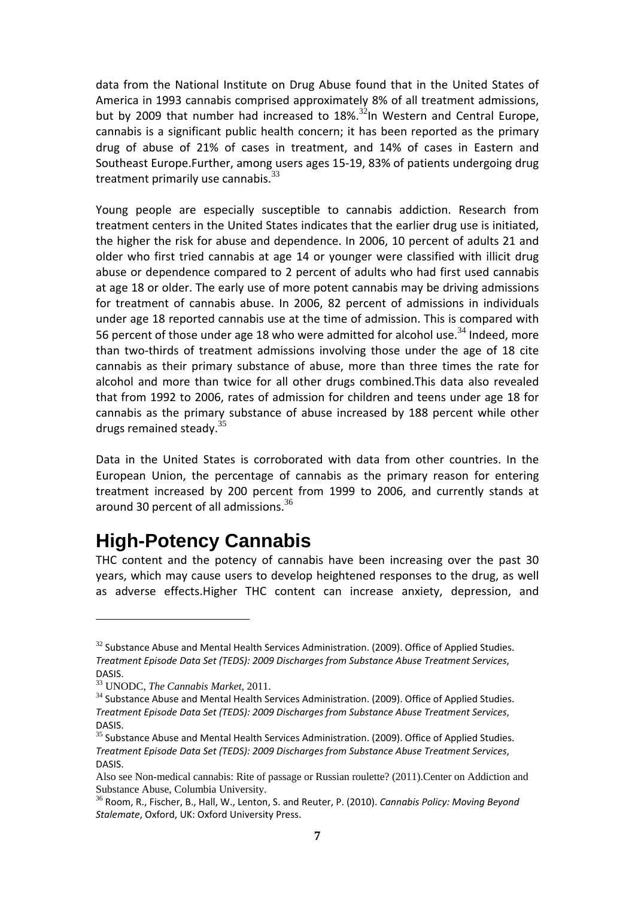data from the National Institute on Drug Abuse found that in the United States of America in 1993 cannabis comprised approximately 8% of all treatment admissions, but by 2009 that number had increased to 18%.[32]In Western and Central Europe, cannabis is a significant public health concern; it has been reported as the primary drug of abuse of 21% of cases in treatment, and 14% of cases in Eastern and Southeast Europe.Further, among users ages 15-19, 83% of patients undergoing drug treatment primarily use cannabis.[33]

Young people are especially susceptible to cannabis addiction. Research from treatment centers in the United States indicates that the earlier drug use is initiated, the higher the risk for abuse and dependence. In 2006, 10 percent of adults 21 and older who first tried cannabis at age 14 or younger were classified with illicit drug abuse or dependence compared to 2 percent of adults who had first used cannabis at age 18 or older. The early use of more potent cannabis may be driving admissions for treatment of cannabis abuse. In 2006, 82 percent of admissions in individuals under age 18 reported cannabis use at the time of admission. This is compared with 56 percent of those under age 18 who were admitted for alcohol use.[34] Indeed, more than two-thirds of treatment admissions involving those under the age of 18 cite cannabis as their primary substance of abuse, more than three times the rate for alcohol and more than twice for all other drugs combined.This data also revealed that from 1992 to 2006, rates of admission for children and teens under age 18 for cannabis as the primary substance of abuse increased by 188 percent while other drugs remained steady.[35]

Data in the United States is corroborated with data from other countries. In the European Union, the percentage of cannabis as the primary reason for entering treatment increased by 200 percent from 1999 to 2006, and currently stands at around 30 percent of all admissions.[36]

## High-Potency Cannabis

THC content and the potency of cannabis have been increasing over the past 30 years, which may cause users to develop heightened responses to the drug, as well as adverse effects.Higher THC content can increase anxiety, depression, and

---

[32] Substance Abuse and Mental Health Services Administration. (2009). Office of Applied Studies. *Treatment Episode Data Set (TEDS): 2009 Discharges from Substance Abuse Treatment Services*, DASIS.

[33] UNODC, *The Cannabis Market*, 2011.

[34] Substance Abuse and Mental Health Services Administration. (2009). Office of Applied Studies. *Treatment Episode Data Set (TEDS): 2009 Discharges from Substance Abuse Treatment Services*, DASIS.

[35] Substance Abuse and Mental Health Services Administration. (2009). Office of Applied Studies. *Treatment Episode Data Set (TEDS): 2009 Discharges from Substance Abuse Treatment Services*, DASIS.

Also see Non-medical cannabis: Rite of passage or Russian roulette? (2011).Center on Addiction and Substance Abuse, Columbia University.

[36] Room, R., Fischer, B., Hall, W., Lenton, S. and Reuter, P. (2010). *Cannabis Policy: Moving Beyond Stalemate*, Oxford, UK: Oxford University Press.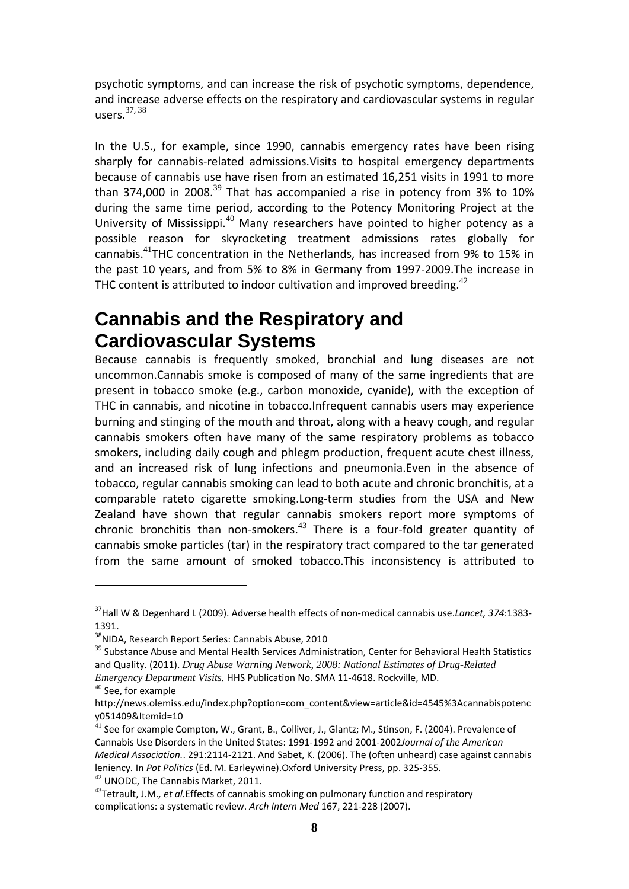psychotic symptoms, and can increase the risk of psychotic symptoms, dependence, and increase adverse effects on the respiratory and cardiovascular systems in regular users.[37, 38]

In the U.S., for example, since 1990, cannabis emergency rates have been rising sharply for cannabis-related admissions.Visits to hospital emergency departments because of cannabis use have risen from an estimated 16,251 visits in 1991 to more than 374,000 in 2008.[39] That has accompanied a rise in potency from 3% to 10% during the same time period, according to the Potency Monitoring Project at the University of Mississippi.[40] Many researchers have pointed to higher potency as a possible reason for skyrocketing treatment admissions rates globally for cannabis.[41]THC concentration in the Netherlands, has increased from 9% to 15% in the past 10 years, and from 5% to 8% in Germany from 1997-2009.The increase in THC content is attributed to indoor cultivation and improved breeding.[42]

# Cannabis and the Respiratory and Cardiovascular Systems

Because cannabis is frequently smoked, bronchial and lung diseases are not uncommon.Cannabis smoke is composed of many of the same ingredients that are present in tobacco smoke (e.g., carbon monoxide, cyanide), with the exception of THC in cannabis, and nicotine in tobacco.Infrequent cannabis users may experience burning and stinging of the mouth and throat, along with a heavy cough, and regular cannabis smokers often have many of the same respiratory problems as tobacco smokers, including daily cough and phlegm production, frequent acute chest illness, and an increased risk of lung infections and pneumonia.Even in the absence of tobacco, regular cannabis smoking can lead to both acute and chronic bronchitis, at a comparable rateto cigarette smoking.Long-term studies from the USA and New Zealand have shown that regular cannabis smokers report more symptoms of chronic bronchitis than non-smokers.[43] There is a four-fold greater quantity of cannabis smoke particles (tar) in the respiratory tract compared to the tar generated from the same amount of smoked tobacco.This inconsistency is attributed to

---

[37]Hall W & Degenhard L (2009). Adverse health effects of non-medical cannabis use.*Lancet, 374*:1383-1391.

[38]NIDA, Research Report Series: Cannabis Abuse, 2010

[39] Substance Abuse and Mental Health Services Administration, Center for Behavioral Health Statistics and Quality. (2011). *Drug Abuse Warning Network, 2008: National Estimates of Drug-Related Emergency Department Visits.* HHS Publication No. SMA 11-4618. Rockville, MD.

[40] See, for example http://news.olemiss.edu/index.php?option=com_content&view=article&id=4545%3Acannabispotency051409&Itemid=10

[41] See for example Compton, W., Grant, B., Colliver, J., Glantz; M., Stinson, F. (2004). Prevalence of Cannabis Use Disorders in the United States: 1991-1992 and 2001-2002*Journal of the American Medical Association.*. 291:2114-2121. And Sabet, K. (2006). The (often unheard) case against cannabis leniency. In *Pot Politics* (Ed. M. Earleywine).Oxford University Press, pp. 325-355.

[42] UNODC, The Cannabis Market, 2011.

[43]Tetrault, J.M.*, et al.*Effects of cannabis smoking on pulmonary function and respiratory complications: a systematic review. *Arch Intern Med* 167, 221-228 (2007).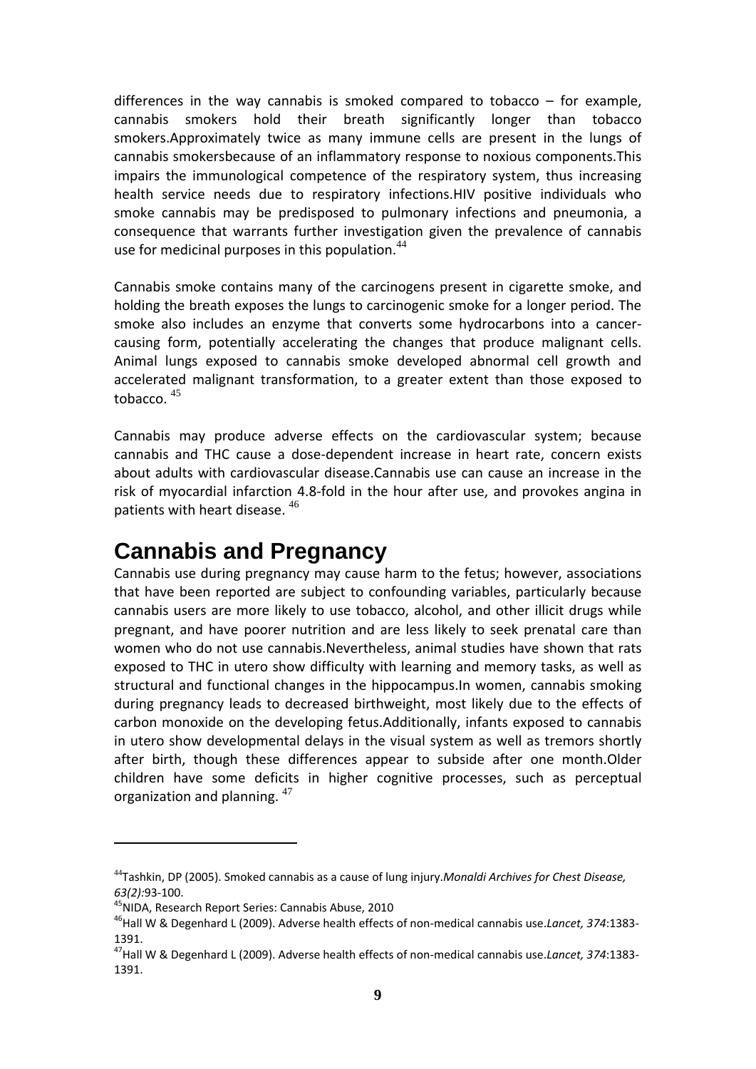differences in the way cannabis is smoked compared to tobacco – for example, cannabis smokers hold their breath significantly longer than tobacco smokers.Approximately twice as many immune cells are present in the lungs of cannabis smokersbecause of an inflammatory response to noxious components.This impairs the immunological competence of the respiratory system, thus increasing health service needs due to respiratory infections.HIV positive individuals who smoke cannabis may be predisposed to pulmonary infections and pneumonia, a consequence that warrants further investigation given the prevalence of cannabis use for medicinal purposes in this population.[44]

Cannabis smoke contains many of the carcinogens present in cigarette smoke, and holding the breath exposes the lungs to carcinogenic smoke for a longer period. The smoke also includes an enzyme that converts some hydrocarbons into a cancer-causing form, potentially accelerating the changes that produce malignant cells. Animal lungs exposed to cannabis smoke developed abnormal cell growth and accelerated malignant transformation, to a greater extent than those exposed to tobacco. [45]

Cannabis may produce adverse effects on the cardiovascular system; because cannabis and THC cause a dose-dependent increase in heart rate, concern exists about adults with cardiovascular disease.Cannabis use can cause an increase in the risk of myocardial infarction 4.8-fold in the hour after use, and provokes angina in patients with heart disease. [46]

## Cannabis and Pregnancy

Cannabis use during pregnancy may cause harm to the fetus; however, associations that have been reported are subject to confounding variables, particularly because cannabis users are more likely to use tobacco, alcohol, and other illicit drugs while pregnant, and have poorer nutrition and are less likely to seek prenatal care than women who do not use cannabis.Nevertheless, animal studies have shown that rats exposed to THC in utero show difficulty with learning and memory tasks, as well as structural and functional changes in the hippocampus.In women, cannabis smoking during pregnancy leads to decreased birthweight, most likely due to the effects of carbon monoxide on the developing fetus.Additionally, infants exposed to cannabis in utero show developmental delays in the visual system as well as tremors shortly after birth, though these differences appear to subside after one month.Older children have some deficits in higher cognitive processes, such as perceptual organization and planning. [47]

---

[44] Tashkin, DP (2005). Smoked cannabis as a cause of lung injury.*Monaldi Archives for Chest Disease, 63(2):*93-100.

[45] NIDA, Research Report Series: Cannabis Abuse, 2010

[46] Hall W & Degenhard L (2009). Adverse health effects of non-medical cannabis use.*Lancet, 374*:1383-1391.

[47] Hall W & Degenhard L (2009). Adverse health effects of non-medical cannabis use.*Lancet, 374*:1383-1391.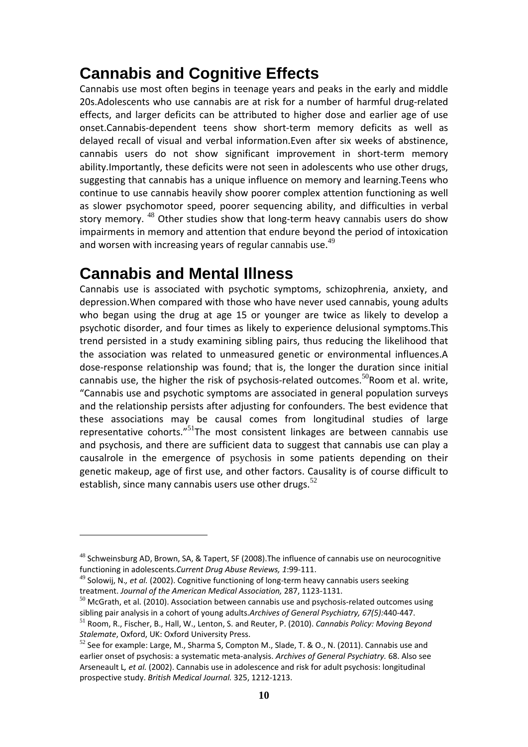## Cannabis and Cognitive Effects

Cannabis use most often begins in teenage years and peaks in the early and middle 20s.Adolescents who use cannabis are at risk for a number of harmful drug-related effects, and larger deficits can be attributed to higher dose and earlier age of use onset.Cannabis-dependent teens show short-term memory deficits as well as delayed recall of visual and verbal information.Even after six weeks of abstinence, cannabis users do not show significant improvement in short-term memory ability.Importantly, these deficits were not seen in adolescents who use other drugs, suggesting that cannabis has a unique influence on memory and learning.Teens who continue to use cannabis heavily show poorer complex attention functioning as well as slower psychomotor speed, poorer sequencing ability, and difficulties in verbal story memory. [48] Other studies show that long-term heavy cannabis users do show impairments in memory and attention that endure beyond the period of intoxication and worsen with increasing years of regular cannabis use.[49]

## Cannabis and Mental Illness

Cannabis use is associated with psychotic symptoms, schizophrenia, anxiety, and depression.When compared with those who have never used cannabis, young adults who began using the drug at age 15 or younger are twice as likely to develop a psychotic disorder, and four times as likely to experience delusional symptoms.This trend persisted in a study examining sibling pairs, thus reducing the likelihood that the association was related to unmeasured genetic or environmental influences.A dose-response relationship was found; that is, the longer the duration since initial cannabis use, the higher the risk of psychosis-related outcomes.[50]Room et al. write, "Cannabis use and psychotic symptoms are associated in general population surveys and the relationship persists after adjusting for confounders. The best evidence that these associations may be causal comes from longitudinal studies of large representative cohorts."[51]The most consistent linkages are between cannabis use and psychosis, and there are sufficient data to suggest that cannabis use can play a causalrole in the emergence of psychosis in some patients depending on their genetic makeup, age of first use, and other factors. Causality is of course difficult to establish, since many cannabis users use other drugs.[52]

---

[48] Schweinsburg AD, Brown, SA, & Tapert, SF (2008).The influence of cannabis use on neurocognitive functioning in adolescents.*Current Drug Abuse Reviews, 1*:99-111.

[49] Solowij, N*., et al.* (2002). Cognitive functioning of long-term heavy cannabis users seeking treatment. *Journal of the American Medical Association,* 287, 1123-1131.

[50] McGrath, et al. (2010). Association between cannabis use and psychosis-related outcomes using sibling pair analysis in a cohort of young adults.*Archives of General Psychiatry, 67(5)*:440-447.

[51] Room, R., Fischer, B., Hall, W., Lenton, S. and Reuter, P. (2010). *Cannabis Policy: Moving Beyond Stalemate*, Oxford, UK: Oxford University Press.

[52] See for example: Large, M., Sharma S, Compton M., Slade, T. & O., N. (2011). Cannabis use and earlier onset of psychosis: a systematic meta-analysis. *Archives of General Psychiatry.* 68. Also see Arseneault L*, et al.* (2002). Cannabis use in adolescence and risk for adult psychosis: longitudinal prospective study. *British Medical Journal.* 325, 1212-1213.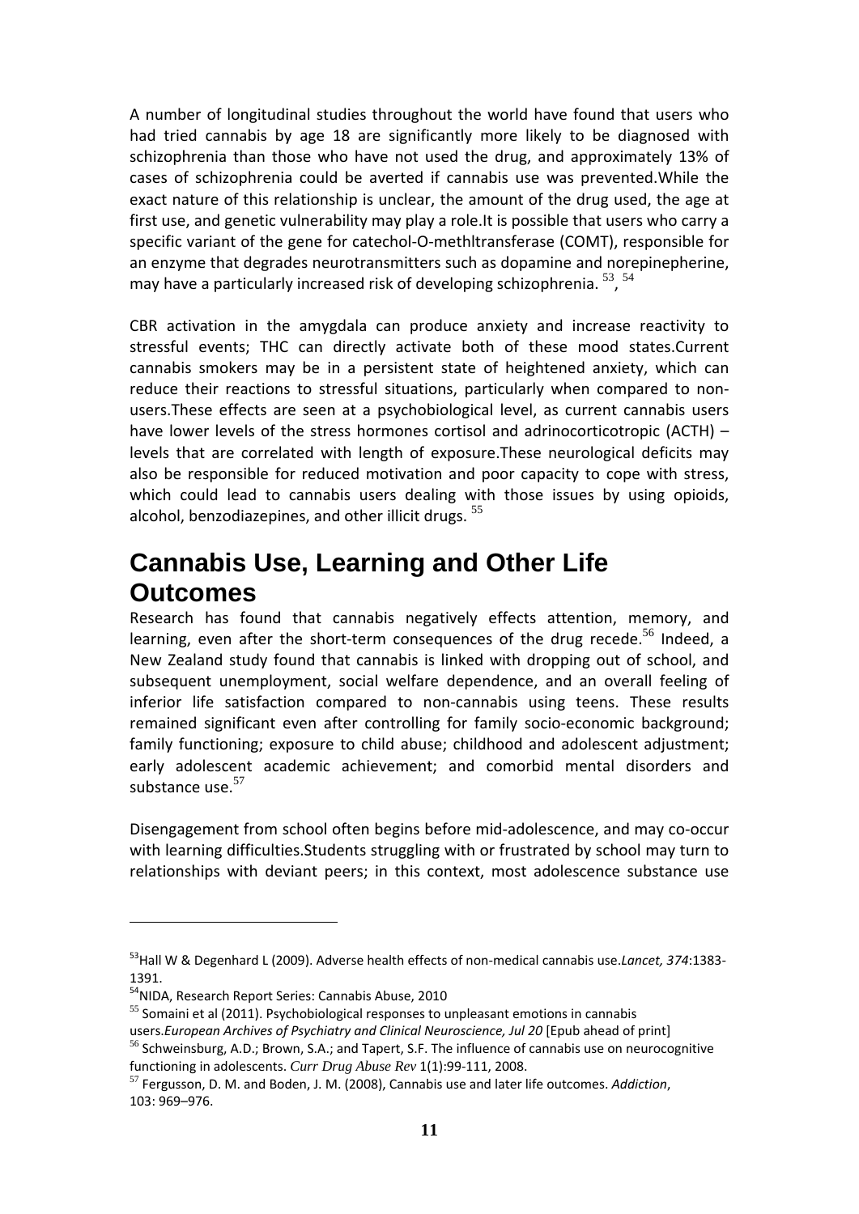A number of longitudinal studies throughout the world have found that users who had tried cannabis by age 18 are significantly more likely to be diagnosed with schizophrenia than those who have not used the drug, and approximately 13% of cases of schizophrenia could be averted if cannabis use was prevented.While the exact nature of this relationship is unclear, the amount of the drug used, the age at first use, and genetic vulnerability may play a role.It is possible that users who carry a specific variant of the gene for catechol-O-methltransferase (COMT), responsible for an enzyme that degrades neurotransmitters such as dopamine and norepinepherine, may have a particularly increased risk of developing schizophrenia. [53], [54]

CBR activation in the amygdala can produce anxiety and increase reactivity to stressful events; THC can directly activate both of these mood states.Current cannabis smokers may be in a persistent state of heightened anxiety, which can reduce their reactions to stressful situations, particularly when compared to non-users.These effects are seen at a psychobiological level, as current cannabis users have lower levels of the stress hormones cortisol and adrinocorticotropic (ACTH) – levels that are correlated with length of exposure.These neurological deficits may also be responsible for reduced motivation and poor capacity to cope with stress, which could lead to cannabis users dealing with those issues by using opioids, alcohol, benzodiazepines, and other illicit drugs. [55]

## Cannabis Use, Learning and Other Life Outcomes

Research has found that cannabis negatively effects attention, memory, and learning, even after the short-term consequences of the drug recede.[56] Indeed, a New Zealand study found that cannabis is linked with dropping out of school, and subsequent unemployment, social welfare dependence, and an overall feeling of inferior life satisfaction compared to non-cannabis using teens. These results remained significant even after controlling for family socio-economic background; family functioning; exposure to child abuse; childhood and adolescent adjustment; early adolescent academic achievement; and comorbid mental disorders and substance use.[57]

Disengagement from school often begins before mid-adolescence, and may co-occur with learning difficulties.Students struggling with or frustrated by school may turn to relationships with deviant peers; in this context, most adolescence substance use

---

[53] Hall W & Degenhard L (2009). Adverse health effects of non-medical cannabis use.*Lancet, 374*:1383-1391.

[54] NIDA, Research Report Series: Cannabis Abuse, 2010

[55] Somaini et al (2011). Psychobiological responses to unpleasant emotions in cannabis users.*European Archives of Psychiatry and Clinical Neuroscience, Jul 20* [Epub ahead of print]

[56] Schweinsburg, A.D.; Brown, S.A.; and Tapert, S.F. The influence of cannabis use on neurocognitive functioning in adolescents. *Curr Drug Abuse Rev* 1(1):99-111, 2008.

[57] Fergusson, D. M. and Boden, J. M. (2008), Cannabis use and later life outcomes. *Addiction*, 103: 969–976.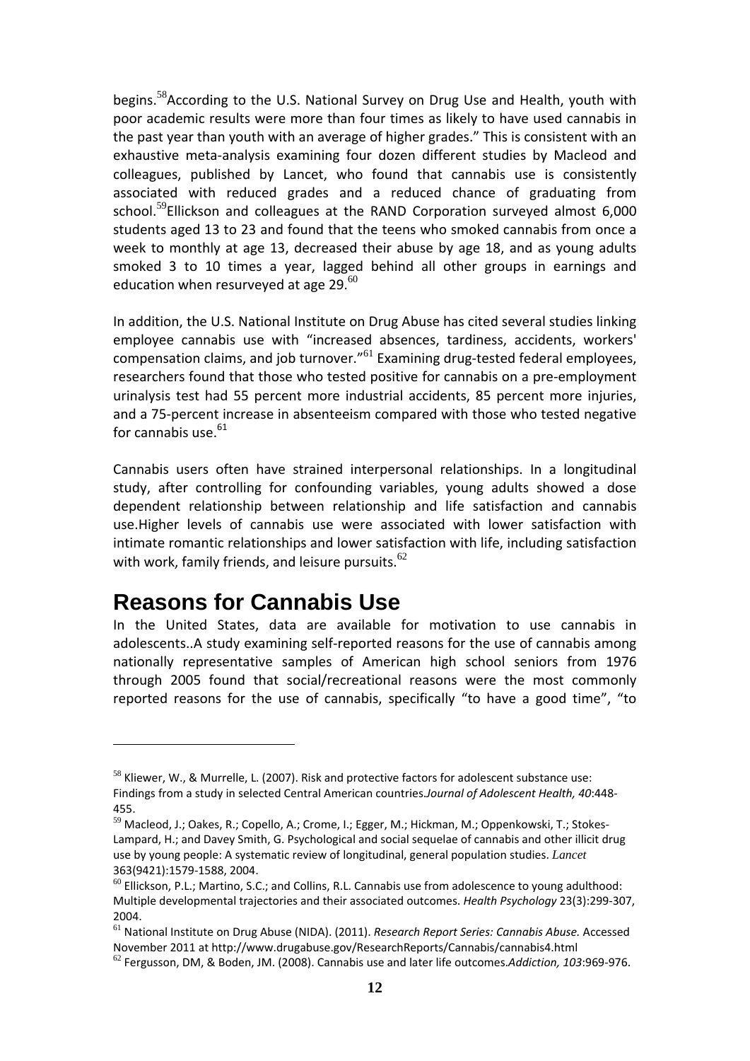begins.[58]According to the U.S. National Survey on Drug Use and Health, youth with poor academic results were more than four times as likely to have used cannabis in the past year than youth with an average of higher grades." This is consistent with an exhaustive meta-analysis examining four dozen different studies by Macleod and colleagues, published by Lancet, who found that cannabis use is consistently associated with reduced grades and a reduced chance of graduating from school.[59]Ellickson and colleagues at the RAND Corporation surveyed almost 6,000 students aged 13 to 23 and found that the teens who smoked cannabis from once a week to monthly at age 13, decreased their abuse by age 18, and as young adults smoked 3 to 10 times a year, lagged behind all other groups in earnings and education when resurveyed at age 29.[60]

In addition, the U.S. National Institute on Drug Abuse has cited several studies linking employee cannabis use with "increased absences, tardiness, accidents, workers' compensation claims, and job turnover."[61] Examining drug-tested federal employees, researchers found that those who tested positive for cannabis on a pre-employment urinalysis test had 55 percent more industrial accidents, 85 percent more injuries, and a 75-percent increase in absenteeism compared with those who tested negative for cannabis use.[61]

Cannabis users often have strained interpersonal relationships. In a longitudinal study, after controlling for confounding variables, young adults showed a dose dependent relationship between relationship and life satisfaction and cannabis use.Higher levels of cannabis use were associated with lower satisfaction with intimate romantic relationships and lower satisfaction with life, including satisfaction with work, family friends, and leisure pursuits.[62]

## Reasons for Cannabis Use

In the United States, data are available for motivation to use cannabis in adolescents..A study examining self-reported reasons for the use of cannabis among nationally representative samples of American high school seniors from 1976 through 2005 found that social/recreational reasons were the most commonly reported reasons for the use of cannabis, specifically "to have a good time", "to

---

[58] Kliewer, W., & Murrelle, L. (2007). Risk and protective factors for adolescent substance use: Findings from a study in selected Central American countries.*Journal of Adolescent Health, 40*:448-455.

[59] Macleod, J.; Oakes, R.; Copello, A.; Crome, I.; Egger, M.; Hickman, M.; Oppenkowski, T.; Stokes-Lampard, H.; and Davey Smith, G. Psychological and social sequelae of cannabis and other illicit drug use by young people: A systematic review of longitudinal, general population studies. *Lancet* 363(9421):1579-1588, 2004.

[60] Ellickson, P.L.; Martino, S.C.; and Collins, R.L. Cannabis use from adolescence to young adulthood: Multiple developmental trajectories and their associated outcomes. *Health Psychology* 23(3):299-307, 2004.

[61] National Institute on Drug Abuse (NIDA). (2011). *Research Report Series: Cannabis Abuse.* Accessed November 2011 at http://www.drugabuse.gov/ResearchReports/Cannabis/cannabis4.html

[62] Fergusson, DM, & Boden, JM. (2008). Cannabis use and later life outcomes.*Addiction, 103*:969-976.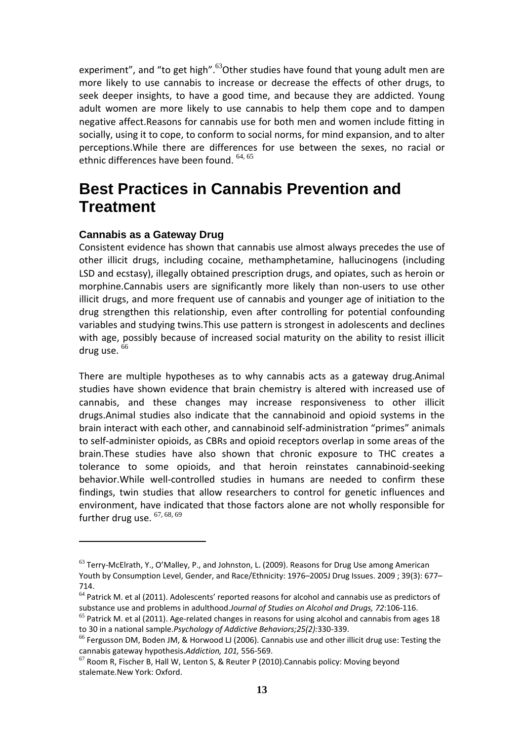experiment", and "to get high".[63]Other studies have found that young adult men are more likely to use cannabis to increase or decrease the effects of other drugs, to seek deeper insights, to have a good time, and because they are addicted. Young adult women are more likely to use cannabis to help them cope and to dampen negative affect.Reasons for cannabis use for both men and women include fitting in socially, using it to cope, to conform to social norms, for mind expansion, and to alter perceptions.While there are differences for use between the sexes, no racial or ethnic differences have been found. [64, 65]

# Best Practices in Cannabis Prevention and Treatment

### Cannabis as a Gateway Drug

Consistent evidence has shown that cannabis use almost always precedes the use of other illicit drugs, including cocaine, methamphetamine, hallucinogens (including LSD and ecstasy), illegally obtained prescription drugs, and opiates, such as heroin or morphine.Cannabis users are significantly more likely than non-users to use other illicit drugs, and more frequent use of cannabis and younger age of initiation to the drug strengthen this relationship, even after controlling for potential confounding variables and studying twins.This use pattern is strongest in adolescents and declines with age, possibly because of increased social maturity on the ability to resist illicit drug use. [66]

There are multiple hypotheses as to why cannabis acts as a gateway drug.Animal studies have shown evidence that brain chemistry is altered with increased use of cannabis, and these changes may increase responsiveness to other illicit drugs.Animal studies also indicate that the cannabinoid and opioid systems in the brain interact with each other, and cannabinoid self-administration "primes" animals to self-administer opioids, as CBRs and opioid receptors overlap in some areas of the brain.These studies have also shown that chronic exposure to THC creates a tolerance to some opioids, and that heroin reinstates cannabinoid-seeking behavior.While well-controlled studies in humans are needed to confirm these findings, twin studies that allow researchers to control for genetic influences and environment, have indicated that those factors alone are not wholly responsible for further drug use. [67, 68, 69]

---

[63] Terry-McElrath, Y., O'Malley, P., and Johnston, L. (2009). Reasons for Drug Use among American Youth by Consumption Level, Gender, and Race/Ethnicity: 1976–2005J Drug Issues. 2009 ; 39(3): 677–714.

[64] Patrick M. et al (2011). Adolescents' reported reasons for alcohol and cannabis use as predictors of substance use and problems in adulthood.*Journal of Studies on Alcohol and Drugs, 72*:106-116.

[65] Patrick M. et al (2011). Age-related changes in reasons for using alcohol and cannabis from ages 18 to 30 in a national sample.*Psychology of Addictive Behaviors;25(2):*330-339.

[66] Fergusson DM, Boden JM, & Horwood LJ (2006). Cannabis use and other illicit drug use: Testing the cannabis gateway hypothesis.*Addiction, 101,* 556-569.

[67] Room R, Fischer B, Hall W, Lenton S, & Reuter P (2010).Cannabis policy: Moving beyond stalemate.New York: Oxford.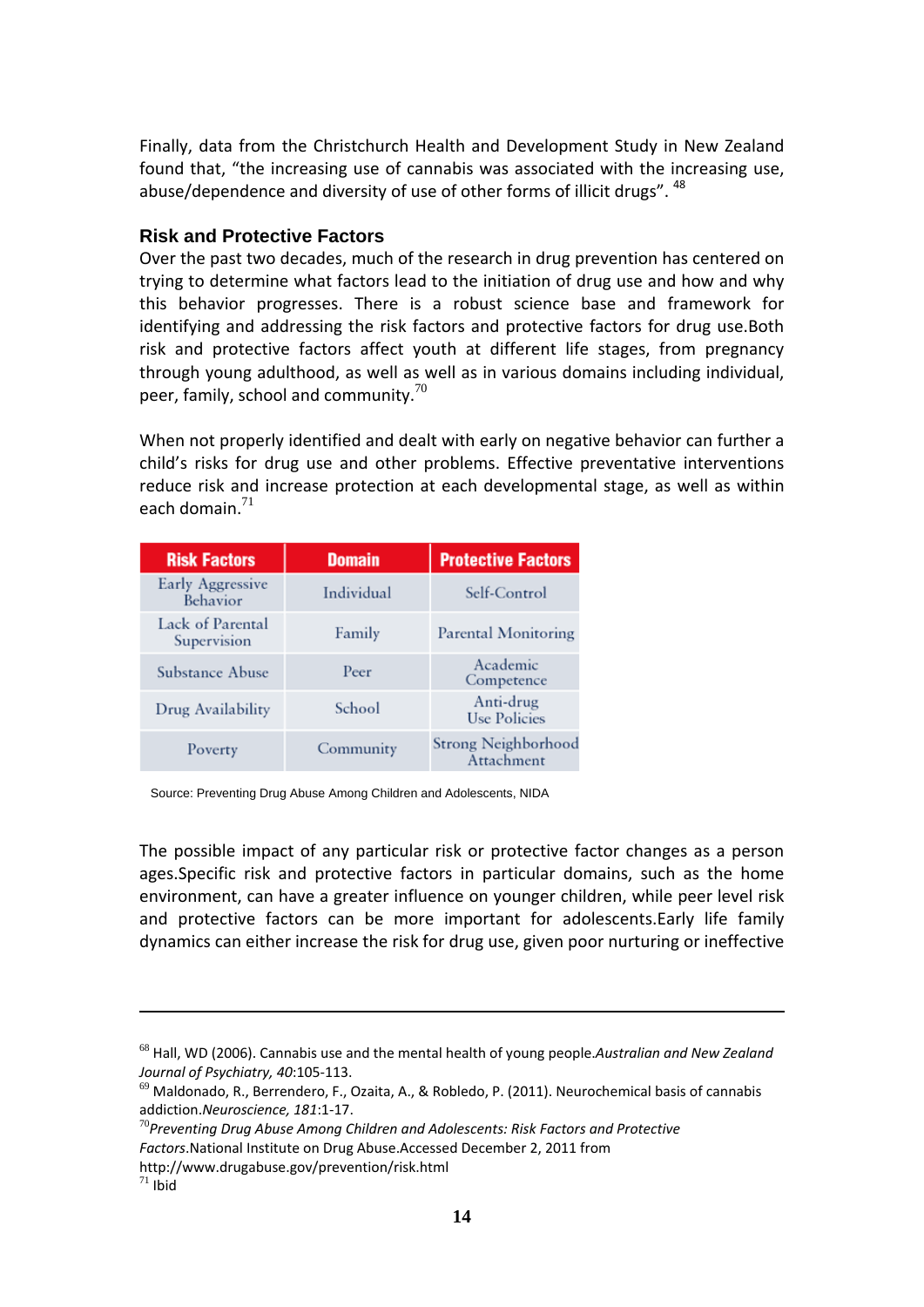Finally, data from the Christchurch Health and Development Study in New Zealand found that, "the increasing use of cannabis was associated with the increasing use, abuse/dependence and diversity of use of other forms of illicit drugs". [48]

### Risk and Protective Factors

Over the past two decades, much of the research in drug prevention has centered on trying to determine what factors lead to the initiation of drug use and how and why this behavior progresses. There is a robust science base and framework for identifying and addressing the risk factors and protective factors for drug use.Both risk and protective factors affect youth at different life stages, from pregnancy through young adulthood, as well as well as in various domains including individual, peer, family, school and community.[70]

When not properly identified and dealt with early on negative behavior can further a child's risks for drug use and other problems. Effective preventative interventions reduce risk and increase protection at each developmental stage, as well as within each domain.[71]

| Risk Factors | Domain | Protective Factors |
|---|---|---|
| Early Aggressive Behavior | Individual | Self-Control |
| Lack of Parental Supervision | Family | Parental Monitoring |
| Substance Abuse | Peer | Academic Competence |
| Drug Availability | School | Anti-drug Use Policies |
| Poverty | Community | Strong Neighborhood Attachment |

Source: Preventing Drug Abuse Among Children and Adolescents, NIDA

The possible impact of any particular risk or protective factor changes as a person ages.Specific risk and protective factors in particular domains, such as the home environment, can have a greater influence on younger children, while peer level risk and protective factors can be more important for adolescents.Early life family dynamics can either increase the risk for drug use, given poor nurturing or ineffective

---

[68] Hall, WD (2006). Cannabis use and the mental health of young people.*Australian and New Zealand Journal of Psychiatry, 40*:105-113.

[69] Maldonado, R., Berrendero, F., Ozaita, A., & Robledo, P. (2011). Neurochemical basis of cannabis addiction.*Neuroscience, 181*:1-17.

[70] *Preventing Drug Abuse Among Children and Adolescents: Risk Factors and Protective Factors*.National Institute on Drug Abuse.Accessed December 2, 2011 from http://www.drugabuse.gov/prevention/risk.html

[71] Ibid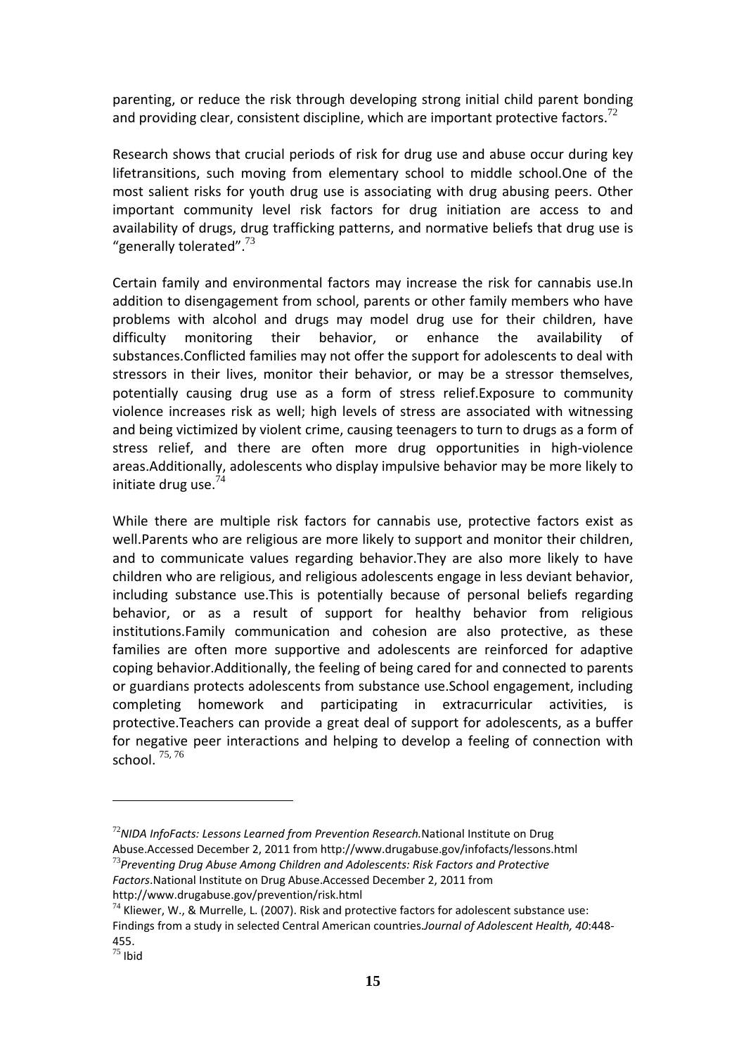parenting, or reduce the risk through developing strong initial child parent bonding and providing clear, consistent discipline, which are important protective factors.[72]

Research shows that crucial periods of risk for drug use and abuse occur during key lifetransitions, such moving from elementary school to middle school.One of the most salient risks for youth drug use is associating with drug abusing peers. Other important community level risk factors for drug initiation are access to and availability of drugs, drug trafficking patterns, and normative beliefs that drug use is "generally tolerated".[73]

Certain family and environmental factors may increase the risk for cannabis use.In addition to disengagement from school, parents or other family members who have problems with alcohol and drugs may model drug use for their children, have difficulty monitoring their behavior, or enhance the availability of substances.Conflicted families may not offer the support for adolescents to deal with stressors in their lives, monitor their behavior, or may be a stressor themselves, potentially causing drug use as a form of stress relief.Exposure to community violence increases risk as well; high levels of stress are associated with witnessing and being victimized by violent crime, causing teenagers to turn to drugs as a form of stress relief, and there are often more drug opportunities in high-violence areas.Additionally, adolescents who display impulsive behavior may be more likely to initiate drug use.[74]

While there are multiple risk factors for cannabis use, protective factors exist as well.Parents who are religious are more likely to support and monitor their children, and to communicate values regarding behavior.They are also more likely to have children who are religious, and religious adolescents engage in less deviant behavior, including substance use.This is potentially because of personal beliefs regarding behavior, or as a result of support for healthy behavior from religious institutions.Family communication and cohesion are also protective, as these families are often more supportive and adolescents are reinforced for adaptive coping behavior.Additionally, the feeling of being cared for and connected to parents or guardians protects adolescents from substance use.School engagement, including completing homework and participating in extracurricular activities, is protective.Teachers can provide a great deal of support for adolescents, as a buffer for negative peer interactions and helping to develop a feeling of connection with school. [75, 76]

---

[72] *NIDA InfoFacts: Lessons Learned from Prevention Research.*National Institute on Drug Abuse.Accessed December 2, 2011 from http://www.drugabuse.gov/infofacts/lessons.html

[73] *Preventing Drug Abuse Among Children and Adolescents: Risk Factors and Protective Factors*.National Institute on Drug Abuse.Accessed December 2, 2011 from http://www.drugabuse.gov/prevention/risk.html

[74] Kliewer, W., & Murrelle, L. (2007). Risk and protective factors for adolescent substance use: Findings from a study in selected Central American countries.*Journal of Adolescent Health, 40*:448-455.

[75] Ibid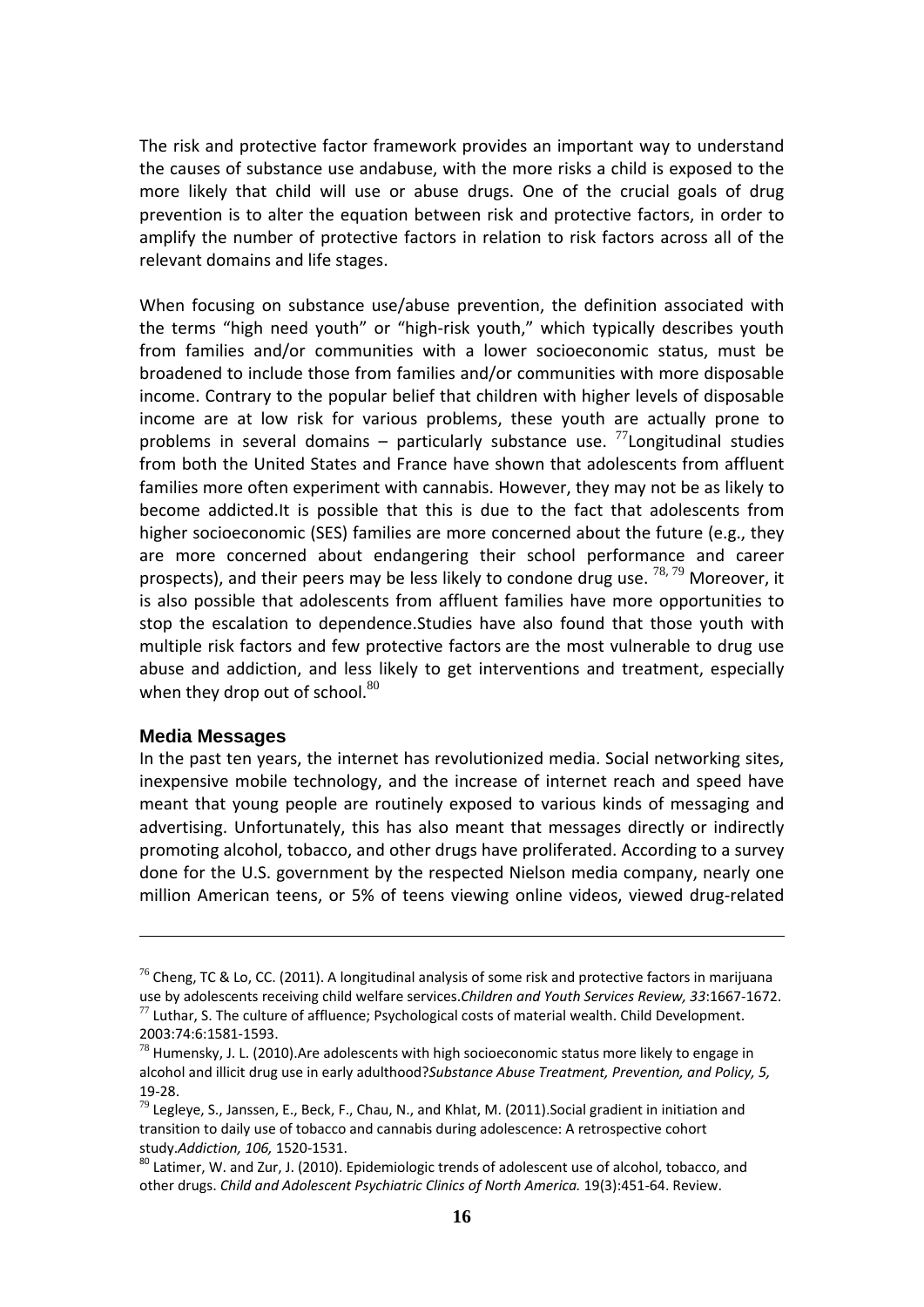The risk and protective factor framework provides an important way to understand the causes of substance use andabuse, with the more risks a child is exposed to the more likely that child will use or abuse drugs. One of the crucial goals of drug prevention is to alter the equation between risk and protective factors, in order to amplify the number of protective factors in relation to risk factors across all of the relevant domains and life stages.

When focusing on substance use/abuse prevention, the definition associated with the terms "high need youth" or "high-risk youth," which typically describes youth from families and/or communities with a lower socioeconomic status, must be broadened to include those from families and/or communities with more disposable income. Contrary to the popular belief that children with higher levels of disposable income are at low risk for various problems, these youth are actually prone to problems in several domains – particularly substance use. [77]Longitudinal studies from both the United States and France have shown that adolescents from affluent families more often experiment with cannabis. However, they may not be as likely to become addicted.It is possible that this is due to the fact that adolescents from higher socioeconomic (SES) families are more concerned about the future (e.g., they are more concerned about endangering their school performance and career prospects), and their peers may be less likely to condone drug use. [78, 79] Moreover, it is also possible that adolescents from affluent families have more opportunities to stop the escalation to dependence.Studies have also found that those youth with multiple risk factors and few protective factors are the most vulnerable to drug use abuse and addiction, and less likely to get interventions and treatment, especially when they drop out of school.[80]

### Media Messages

In the past ten years, the internet has revolutionized media. Social networking sites, inexpensive mobile technology, and the increase of internet reach and speed have meant that young people are routinely exposed to various kinds of messaging and advertising. Unfortunately, this has also meant that messages directly or indirectly promoting alcohol, tobacco, and other drugs have proliferated. According to a survey done for the U.S. government by the respected Nielson media company, nearly one million American teens, or 5% of teens viewing online videos, viewed drug-related

---

[76] Cheng, TC & Lo, CC. (2011). A longitudinal analysis of some risk and protective factors in marijuana use by adolescents receiving child welfare services.*Children and Youth Services Review, 33*:1667-1672.

[77] Luthar, S. The culture of affluence; Psychological costs of material wealth. Child Development. 2003:74:6:1581-1593.

[78] Humensky, J. L. (2010).Are adolescents with high socioeconomic status more likely to engage in alcohol and illicit drug use in early adulthood?*Substance Abuse Treatment, Prevention, and Policy, 5,* 19-28.

[79] Legleye, S., Janssen, E., Beck, F., Chau, N., and Khlat, M. (2011).Social gradient in initiation and transition to daily use of tobacco and cannabis during adolescence: A retrospective cohort study.*Addiction, 106,* 1520-1531.

[80] Latimer, W. and Zur, J. (2010). Epidemiologic trends of adolescent use of alcohol, tobacco, and other drugs. *Child and Adolescent Psychiatric Clinics of North America.* 19(3):451-64. Review.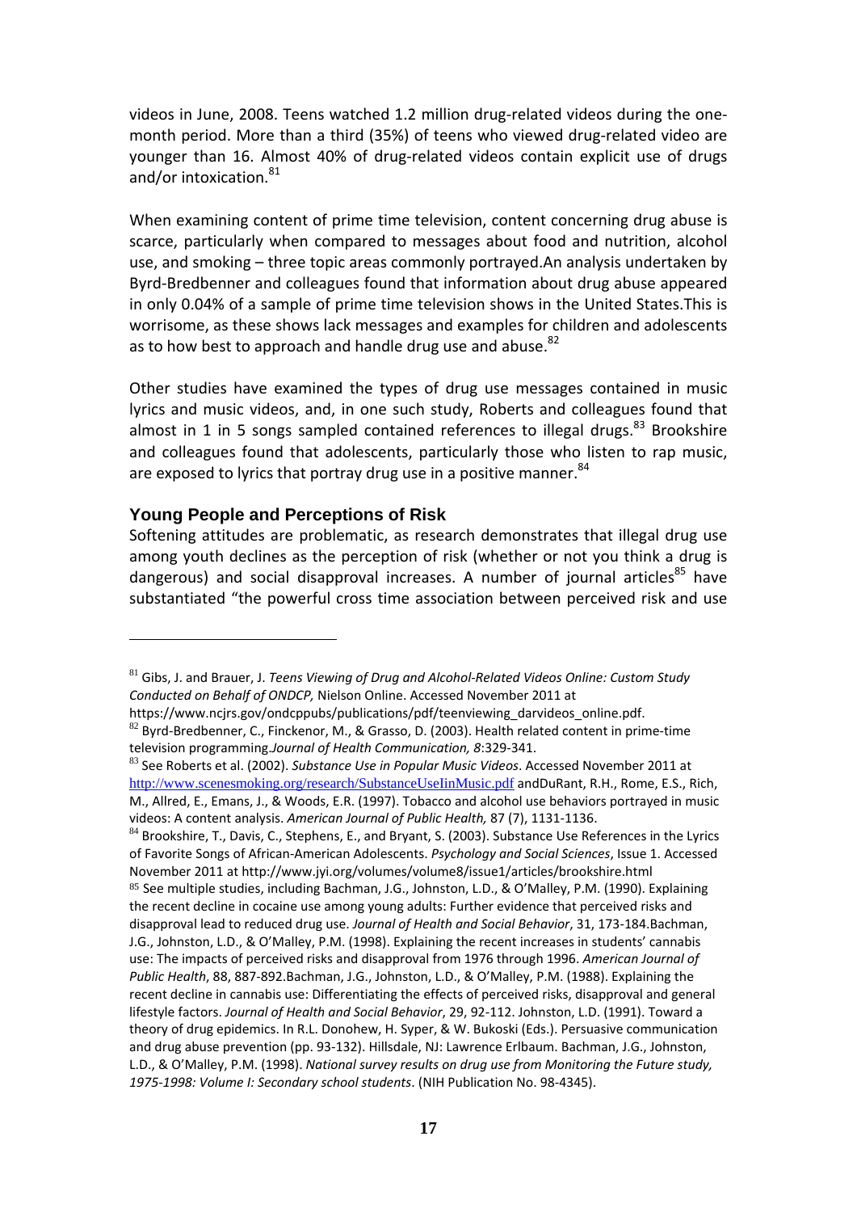videos in June, 2008. Teens watched 1.2 million drug-related videos during the one-month period. More than a third (35%) of teens who viewed drug-related video are younger than 16. Almost 40% of drug-related videos contain explicit use of drugs and/or intoxication.[81]

When examining content of prime time television, content concerning drug abuse is scarce, particularly when compared to messages about food and nutrition, alcohol use, and smoking – three topic areas commonly portrayed.An analysis undertaken by Byrd-Bredbenner and colleagues found that information about drug abuse appeared in only 0.04% of a sample of prime time television shows in the United States.This is worrisome, as these shows lack messages and examples for children and adolescents as to how best to approach and handle drug use and abuse.[82]

Other studies have examined the types of drug use messages contained in music lyrics and music videos, and, in one such study, Roberts and colleagues found that almost in 1 in 5 songs sampled contained references to illegal drugs.[83] Brookshire and colleagues found that adolescents, particularly those who listen to rap music, are exposed to lyrics that portray drug use in a positive manner.[84]

### Young People and Perceptions of Risk

Softening attitudes are problematic, as research demonstrates that illegal drug use among youth declines as the perception of risk (whether or not you think a drug is dangerous) and social disapproval increases. A number of journal articles[85] have substantiated "the powerful cross time association between perceived risk and use

---

[81] Gibs, J. and Brauer, J. *Teens Viewing of Drug and Alcohol-Related Videos Online: Custom Study Conducted on Behalf of ONDCP,* Nielson Online. Accessed November 2011 at https://www.ncjrs.gov/ondcppubs/publications/pdf/teenviewing_darvideos_online.pdf.

[82] Byrd-Bredbenner, C., Finckenor, M., & Grasso, D. (2003). Health related content in prime-time television programming.*Journal of Health Communication, 8*:329-341.

[83] See Roberts et al. (2002). *Substance Use in Popular Music Videos*. Accessed November 2011 at http://www.scenesmoking.org/research/SubstanceUseIinMusic.pdf andDuRant, R.H., Rome, E.S., Rich, M., Allred, E., Emans, J., & Woods, E.R. (1997). Tobacco and alcohol use behaviors portrayed in music videos: A content analysis. *American Journal of Public Health,* 87 (7), 1131-1136.

[84] Brookshire, T., Davis, C., Stephens, E., and Bryant, S. (2003). Substance Use References in the Lyrics of Favorite Songs of African-American Adolescents. *Psychology and Social Sciences*, Issue 1. Accessed November 2011 at http://www.jyi.org/volumes/volume8/issue1/articles/brookshire.html

[85] See multiple studies, including Bachman, J.G., Johnston, L.D., & O'Malley, P.M. (1990). Explaining the recent decline in cocaine use among young adults: Further evidence that perceived risks and disapproval lead to reduced drug use. *Journal of Health and Social Behavior*, 31, 173-184.Bachman, J.G., Johnston, L.D., & O'Malley, P.M. (1998). Explaining the recent increases in students' cannabis use: The impacts of perceived risks and disapproval from 1976 through 1996. *American Journal of Public Health*, 88, 887-892.Bachman, J.G., Johnston, L.D., & O'Malley, P.M. (1988). Explaining the recent decline in cannabis use: Differentiating the effects of perceived risks, disapproval and general lifestyle factors. *Journal of Health and Social Behavior*, 29, 92-112. Johnston, L.D. (1991). Toward a theory of drug epidemics. In R.L. Donohew, H. Syper, & W. Bukoski (Eds.). Persuasive communication and drug abuse prevention (pp. 93-132). Hillsdale, NJ: Lawrence Erlbaum. Bachman, J.G., Johnston, L.D., & O'Malley, P.M. (1998). *National survey results on drug use from Monitoring the Future study, 1975-1998: Volume I: Secondary school students*. (NIH Publication No. 98-4345).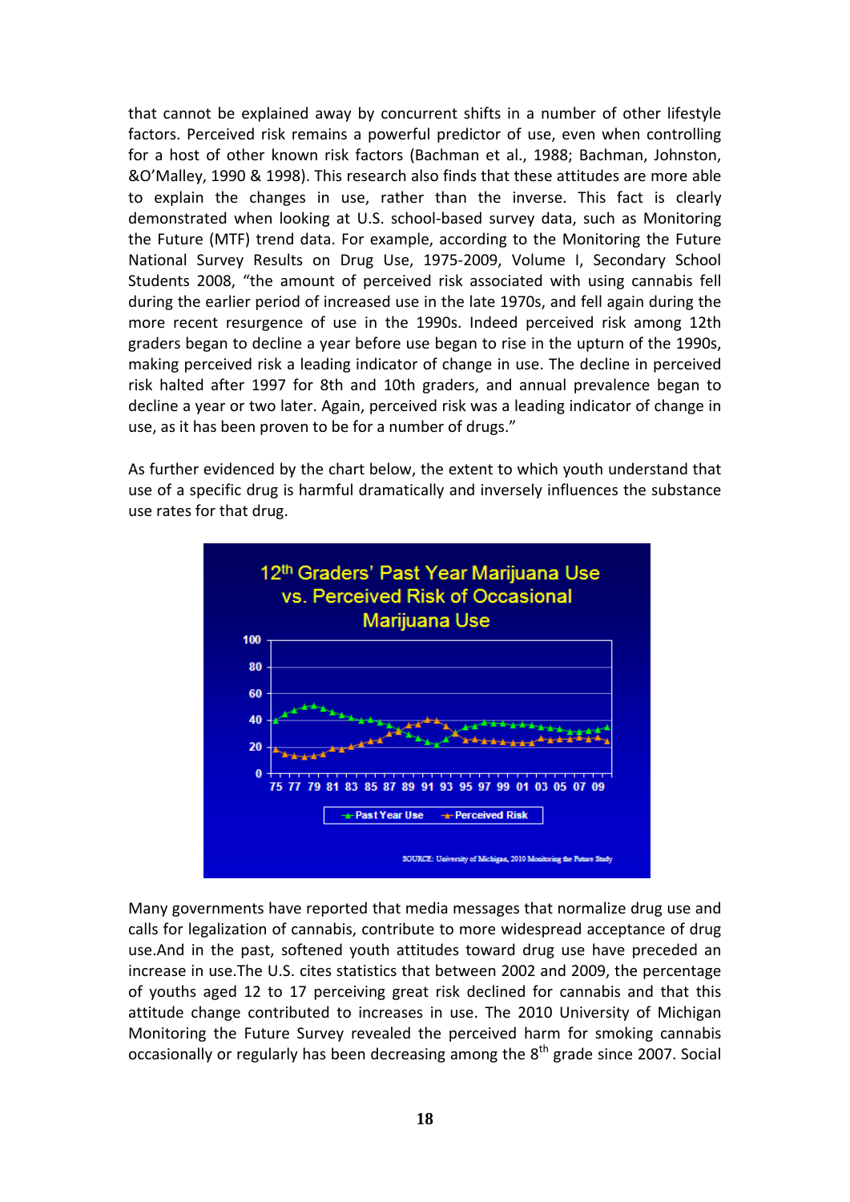that cannot be explained away by concurrent shifts in a number of other lifestyle factors. Perceived risk remains a powerful predictor of use, even when controlling for a host of other known risk factors (Bachman et al., 1988; Bachman, Johnston, &O'Malley, 1990 & 1998). This research also finds that these attitudes are more able to explain the changes in use, rather than the inverse. This fact is clearly demonstrated when looking at U.S. school-based survey data, such as Monitoring the Future (MTF) trend data. For example, according to the Monitoring the Future National Survey Results on Drug Use, 1975-2009, Volume I, Secondary School Students 2008, "the amount of perceived risk associated with using cannabis fell during the earlier period of increased use in the late 1970s, and fell again during the more recent resurgence of use in the 1990s. Indeed perceived risk among 12th graders began to decline a year before use began to rise in the upturn of the 1990s, making perceived risk a leading indicator of change in use. The decline in perceived risk halted after 1997 for 8th and 10th graders, and annual prevalence began to decline a year or two later. Again, perceived risk was a leading indicator of change in use, as it has been proven to be for a number of drugs."

As further evidenced by the chart below, the extent to which youth understand that use of a specific drug is harmful dramatically and inversely influences the substance use rates for that drug.

**12th Graders' Past Year Marijuana Use vs. Perceived Risk of Occasional Marijuana Use**

Past Year Use — Perceived Risk

SOURCE: University of Michigan, 2010 Monitoring the Future Study

Many governments have reported that media messages that normalize drug use and calls for legalization of cannabis, contribute to more widespread acceptance of drug use.And in the past, softened youth attitudes toward drug use have preceded an increase in use.The U.S. cites statistics that between 2002 and 2009, the percentage of youths aged 12 to 17 perceiving great risk declined for cannabis and that this attitude change contributed to increases in use. The 2010 University of Michigan Monitoring the Future Survey revealed the perceived harm for smoking cannabis occasionally or regularly has been decreasing among the 8th grade since 2007. Social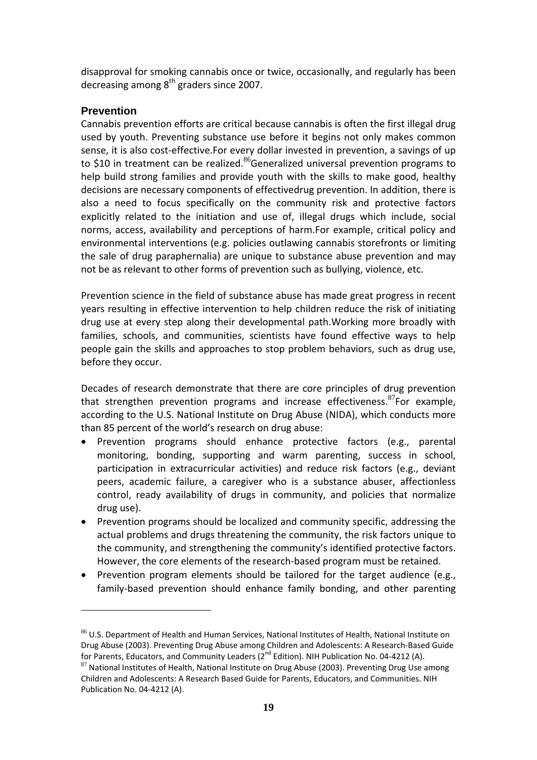disapproval for smoking cannabis once or twice, occasionally, and regularly has been decreasing among 8th graders since 2007.

## Prevention

Cannabis prevention efforts are critical because cannabis is often the first illegal drug used by youth. Preventing substance use before it begins not only makes common sense, it is also cost-effective.For every dollar invested in prevention, a savings of up to $10 in treatment can be realized.[86]Generalized universal prevention programs to help build strong families and provide youth with the skills to make good, healthy decisions are necessary components of effectivedrug prevention. In addition, there is also a need to focus specifically on the community risk and protective factors explicitly related to the initiation and use of, illegal drugs which include, social norms, access, availability and perceptions of harm.For example, critical policy and environmental interventions (e.g. policies outlawing cannabis storefronts or limiting the sale of drug paraphernalia) are unique to substance abuse prevention and may not be as relevant to other forms of prevention such as bullying, violence, etc.

Prevention science in the field of substance abuse has made great progress in recent years resulting in effective intervention to help children reduce the risk of initiating drug use at every step along their developmental path.Working more broadly with families, schools, and communities, scientists have found effective ways to help people gain the skills and approaches to stop problem behaviors, such as drug use, before they occur.

Decades of research demonstrate that there are core principles of drug prevention that strengthen prevention programs and increase effectiveness.[87]For example, according to the U.S. National Institute on Drug Abuse (NIDA), which conducts more than 85 percent of the world's research on drug abuse:

- Prevention programs should enhance protective factors (e.g., parental monitoring, bonding, supporting and warm parenting, success in school, participation in extracurricular activities) and reduce risk factors (e.g., deviant peers, academic failure, a caregiver who is a substance abuser, affectionless control, ready availability of drugs in community, and policies that normalize drug use).
- Prevention programs should be localized and community specific, addressing the actual problems and drugs threatening the community, the risk factors unique to the community, and strengthening the community's identified protective factors. However, the core elements of the research-based program must be retained.
- Prevention program elements should be tailored for the target audience (e.g., family-based prevention should enhance family bonding, and other parenting

---

[86] U.S. Department of Health and Human Services, National Institutes of Health, National Institute on Drug Abuse (2003). Preventing Drug Abuse among Children and Adolescents: A Research-Based Guide for Parents, Educators, and Community Leaders (2nd Edition). NIH Publication No. 04-4212 (A).

[87] National Institutes of Health, National Institute on Drug Abuse (2003). Preventing Drug Use among Children and Adolescents: A Research Based Guide for Parents, Educators, and Communities. NIH Publication No. 04-4212 (A).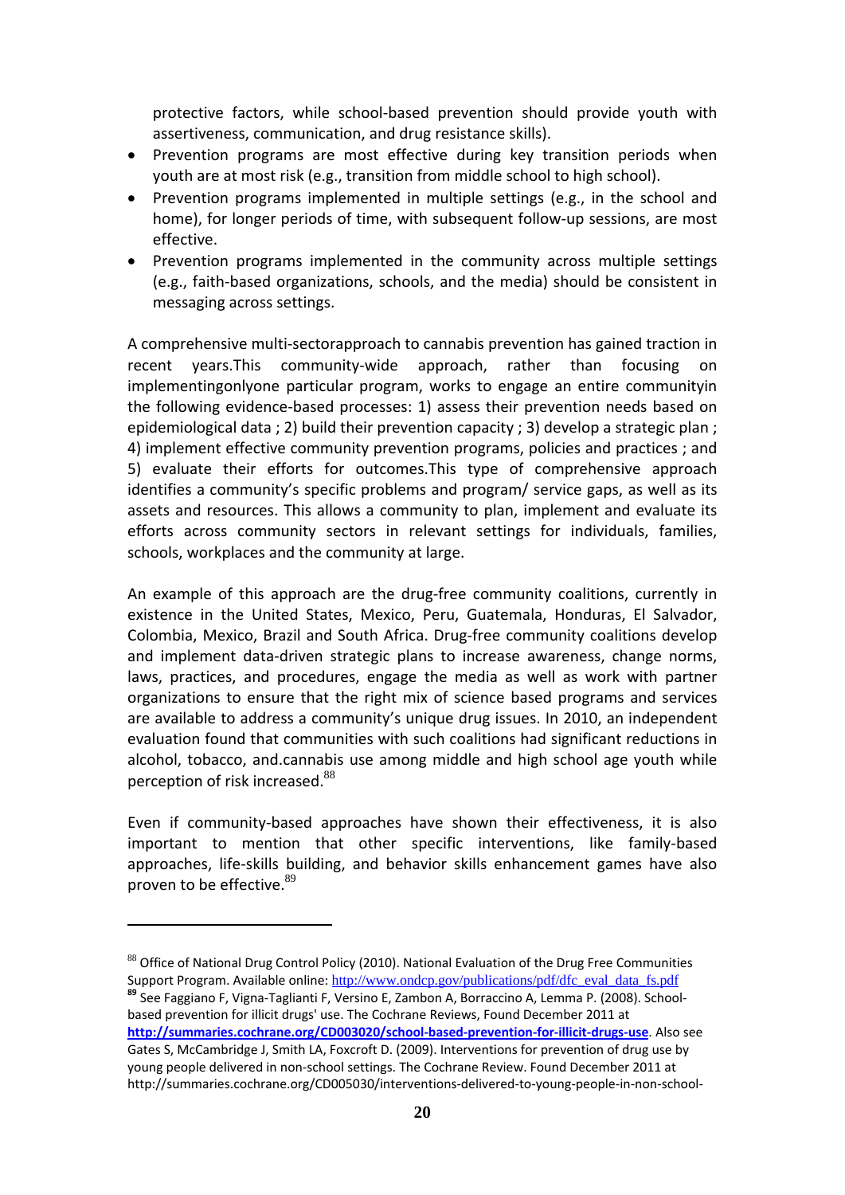protective factors, while school-based prevention should provide youth with assertiveness, communication, and drug resistance skills).

- Prevention programs are most effective during key transition periods when youth are at most risk (e.g., transition from middle school to high school).
- Prevention programs implemented in multiple settings (e.g., in the school and home), for longer periods of time, with subsequent follow-up sessions, are most effective.
- Prevention programs implemented in the community across multiple settings (e.g., faith-based organizations, schools, and the media) should be consistent in messaging across settings.

A comprehensive multi-sectorapproach to cannabis prevention has gained traction in recent years.This community-wide approach, rather than focusing on implementingonlyone particular program, works to engage an entire communityin the following evidence-based processes: 1) assess their prevention needs based on epidemiological data ; 2) build their prevention capacity ; 3) develop a strategic plan ; 4) implement effective community prevention programs, policies and practices ; and 5) evaluate their efforts for outcomes.This type of comprehensive approach identifies a community's specific problems and program/ service gaps, as well as its assets and resources. This allows a community to plan, implement and evaluate its efforts across community sectors in relevant settings for individuals, families, schools, workplaces and the community at large.

An example of this approach are the drug-free community coalitions, currently in existence in the United States, Mexico, Peru, Guatemala, Honduras, El Salvador, Colombia, Mexico, Brazil and South Africa. Drug-free community coalitions develop and implement data-driven strategic plans to increase awareness, change norms, laws, practices, and procedures, engage the media as well as work with partner organizations to ensure that the right mix of science based programs and services are available to address a community's unique drug issues. In 2010, an independent evaluation found that communities with such coalitions had significant reductions in alcohol, tobacco, and.cannabis use among middle and high school age youth while perception of risk increased.[88]

Even if community-based approaches have shown their effectiveness, it is also important to mention that other specific interventions, like family-based approaches, life-skills building, and behavior skills enhancement games have also proven to be effective.[89]

---

[88] Office of National Drug Control Policy (2010). National Evaluation of the Drug Free Communities Support Program. Available online: http://www.ondcp.gov/publications/pdf/dfc_eval_data_fs.pdf

[89] See Faggiano F, Vigna-Taglianti F, Versino E, Zambon A, Borraccino A, Lemma P. (2008). School-based prevention for illicit drugs' use. The Cochrane Reviews, Found December 2011 at **http://summaries.cochrane.org/CD003020/school-based-prevention-for-illicit-drugs-use**. Also see Gates S, McCambridge J, Smith LA, Foxcroft D. (2009). Interventions for prevention of drug use by young people delivered in non-school settings. The Cochrane Review. Found December 2011 at http://summaries.cochrane.org/CD005030/interventions-delivered-to-young-people-in-non-school-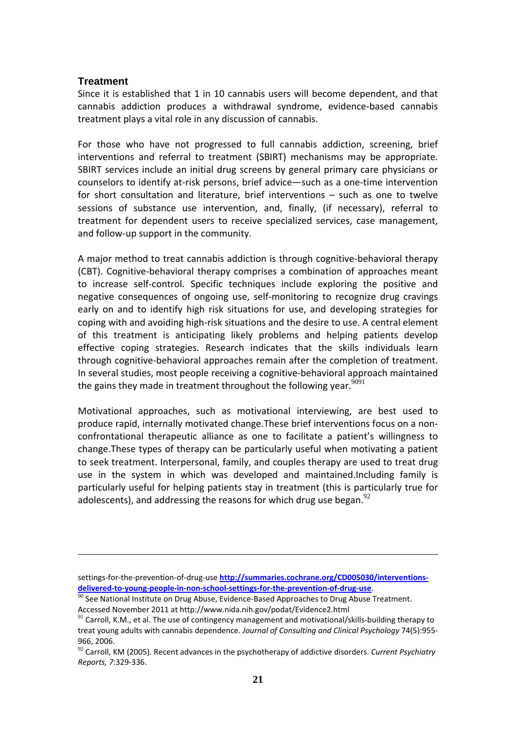## Treatment

Since it is established that 1 in 10 cannabis users will become dependent, and that cannabis addiction produces a withdrawal syndrome, evidence-based cannabis treatment plays a vital role in any discussion of cannabis.

For those who have not progressed to full cannabis addiction, screening, brief interventions and referral to treatment (SBIRT) mechanisms may be appropriate. SBIRT services include an initial drug screens by general primary care physicians or counselors to identify at-risk persons, brief advice—such as a one-time intervention for short consultation and literature, brief interventions – such as one to twelve sessions of substance use intervention, and, finally, (if necessary), referral to treatment for dependent users to receive specialized services, case management, and follow-up support in the community.

A major method to treat cannabis addiction is through cognitive-behavioral therapy (CBT). Cognitive-behavioral therapy comprises a combination of approaches meant to increase self-control. Specific techniques include exploring the positive and negative consequences of ongoing use, self-monitoring to recognize drug cravings early on and to identify high risk situations for use, and developing strategies for coping with and avoiding high-risk situations and the desire to use. A central element of this treatment is anticipating likely problems and helping patients develop effective coping strategies. Research indicates that the skills individuals learn through cognitive-behavioral approaches remain after the completion of treatment. In several studies, most people receiving a cognitive-behavioral approach maintained the gains they made in treatment throughout the following year.[90][91]

Motivational approaches, such as motivational interviewing, are best used to produce rapid, internally motivated change.These brief interventions focus on a non-confrontational therapeutic alliance as one to facilitate a patient's willingness to change.These types of therapy can be particularly useful when motivating a patient to seek treatment. Interpersonal, family, and couples therapy are used to treat drug use in the system in which was developed and maintained.Including family is particularly useful for helping patients stay in treatment (this is particularly true for adolescents), and addressing the reasons for which drug use began.[92]

---

settings-for-the-prevention-of-drug-use **http://summaries.cochrane.org/CD005030/interventions-delivered-to-young-people-in-non-school-settings-for-the-prevention-of-drug-use**.

[90] See National Institute on Drug Abuse, Evidence-Based Approaches to Drug Abuse Treatment. Accessed November 2011 at http://www.nida.nih.gov/podat/Evidence2.html

[91] Carroll, K.M., et al. The use of contingency management and motivational/skills-building therapy to treat young adults with cannabis dependence. *Journal of Consulting and Clinical Psychology* 74(5):955-966, 2006.

[92] Carroll, KM (2005). Recent advances in the psychotherapy of addictive disorders. *Current Psychiatry Reports, 7*:329-336.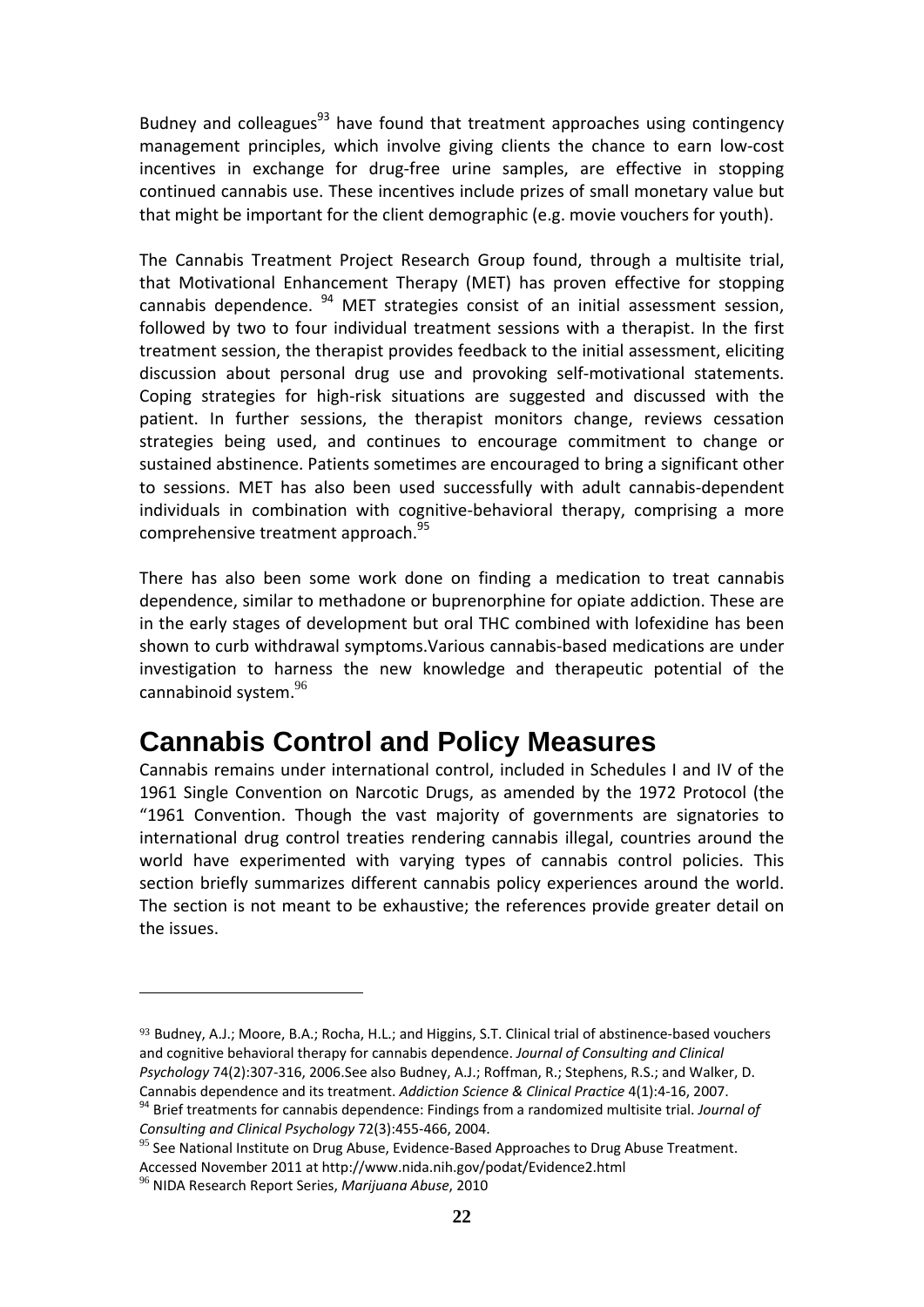Budney and colleagues[93] have found that treatment approaches using contingency management principles, which involve giving clients the chance to earn low-cost incentives in exchange for drug-free urine samples, are effective in stopping continued cannabis use. These incentives include prizes of small monetary value but that might be important for the client demographic (e.g. movie vouchers for youth).

The Cannabis Treatment Project Research Group found, through a multisite trial, that Motivational Enhancement Therapy (MET) has proven effective for stopping cannabis dependence. [94] MET strategies consist of an initial assessment session, followed by two to four individual treatment sessions with a therapist. In the first treatment session, the therapist provides feedback to the initial assessment, eliciting discussion about personal drug use and provoking self-motivational statements. Coping strategies for high-risk situations are suggested and discussed with the patient. In further sessions, the therapist monitors change, reviews cessation strategies being used, and continues to encourage commitment to change or sustained abstinence. Patients sometimes are encouraged to bring a significant other to sessions. MET has also been used successfully with adult cannabis-dependent individuals in combination with cognitive-behavioral therapy, comprising a more comprehensive treatment approach.[95]

There has also been some work done on finding a medication to treat cannabis dependence, similar to methadone or buprenorphine for opiate addiction. These are in the early stages of development but oral THC combined with lofexidine has been shown to curb withdrawal symptoms.Various cannabis-based medications are under investigation to harness the new knowledge and therapeutic potential of the cannabinoid system.[96]

## Cannabis Control and Policy Measures

Cannabis remains under international control, included in Schedules I and IV of the 1961 Single Convention on Narcotic Drugs, as amended by the 1972 Protocol (the "1961 Convention. Though the vast majority of governments are signatories to international drug control treaties rendering cannabis illegal, countries around the world have experimented with varying types of cannabis control policies. This section briefly summarizes different cannabis policy experiences around the world. The section is not meant to be exhaustive; the references provide greater detail on the issues.

---

[93] Budney, A.J.; Moore, B.A.; Rocha, H.L.; and Higgins, S.T. Clinical trial of abstinence-based vouchers and cognitive behavioral therapy for cannabis dependence. *Journal of Consulting and Clinical Psychology* 74(2):307-316, 2006.See also Budney, A.J.; Roffman, R.; Stephens, R.S.; and Walker, D. Cannabis dependence and its treatment. *Addiction Science & Clinical Practice* 4(1):4-16, 2007.

[94] Brief treatments for cannabis dependence: Findings from a randomized multisite trial. *Journal of Consulting and Clinical Psychology* 72(3):455-466, 2004.

[95] See National Institute on Drug Abuse, Evidence-Based Approaches to Drug Abuse Treatment. Accessed November 2011 at http://www.nida.nih.gov/podat/Evidence2.html

[96] NIDA Research Report Series, *Marijuana Abuse*, 2010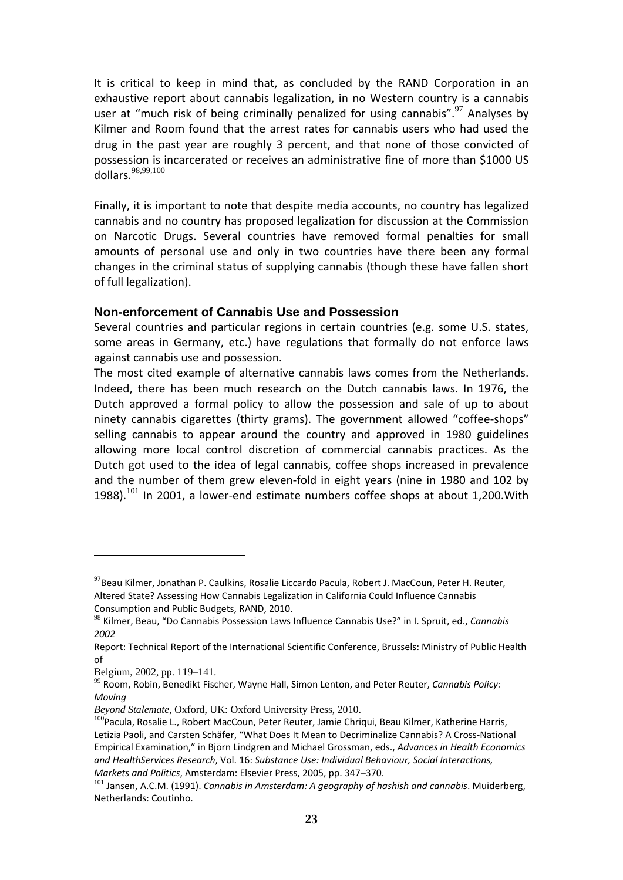It is critical to keep in mind that, as concluded by the RAND Corporation in an exhaustive report about cannabis legalization, in no Western country is a cannabis user at "much risk of being criminally penalized for using cannabis".[97] Analyses by Kilmer and Room found that the arrest rates for cannabis users who had used the drug in the past year are roughly 3 percent, and that none of those convicted of possession is incarcerated or receives an administrative fine of more than $1000 US dollars.[98,99,100]

Finally, it is important to note that despite media accounts, no country has legalized cannabis and no country has proposed legalization for discussion at the Commission on Narcotic Drugs. Several countries have removed formal penalties for small amounts of personal use and only in two countries have there been any formal changes in the criminal status of supplying cannabis (though these have fallen short of full legalization).

### Non-enforcement of Cannabis Use and Possession

Several countries and particular regions in certain countries (e.g. some U.S. states, some areas in Germany, etc.) have regulations that formally do not enforce laws against cannabis use and possession.

The most cited example of alternative cannabis laws comes from the Netherlands. Indeed, there has been much research on the Dutch cannabis laws. In 1976, the Dutch approved a formal policy to allow the possession and sale of up to about ninety cannabis cigarettes (thirty grams). The government allowed "coffee-shops" selling cannabis to appear around the country and approved in 1980 guidelines allowing more local control discretion of commercial cannabis practices. As the Dutch got used to the idea of legal cannabis, coffee shops increased in prevalence and the number of them grew eleven-fold in eight years (nine in 1980 and 102 by 1988).[101] In 2001, a lower-end estimate numbers coffee shops at about 1,200.With

---

[97] Beau Kilmer, Jonathan P. Caulkins, Rosalie Liccardo Pacula, Robert J. MacCoun, Peter H. Reuter, Altered State? Assessing How Cannabis Legalization in California Could Influence Cannabis Consumption and Public Budgets, RAND, 2010.

[98] Kilmer, Beau, "Do Cannabis Possession Laws Influence Cannabis Use?" in I. Spruit, ed., *Cannabis 2002*

Report: Technical Report of the International Scientific Conference, Brussels: Ministry of Public Health of

Belgium, 2002, pp. 119–141.

[99] Room, Robin, Benedikt Fischer, Wayne Hall, Simon Lenton, and Peter Reuter, *Cannabis Policy: Moving*

*Beyond Stalemate*, Oxford, UK: Oxford University Press, 2010.

[100] Pacula, Rosalie L., Robert MacCoun, Peter Reuter, Jamie Chriqui, Beau Kilmer, Katherine Harris, Letizia Paoli, and Carsten Schäfer, "What Does It Mean to Decriminalize Cannabis? A Cross-National Empirical Examination," in Björn Lindgren and Michael Grossman, eds., *Advances in Health Economics and HealthServices Research*, Vol. 16: *Substance Use: Individual Behaviour, Social Interactions, Markets and Politics*, Amsterdam: Elsevier Press, 2005, pp. 347–370.

[101] Jansen, A.C.M. (1991). *Cannabis in Amsterdam: A geography of hashish and cannabis*. Muiderberg, Netherlands: Coutinho.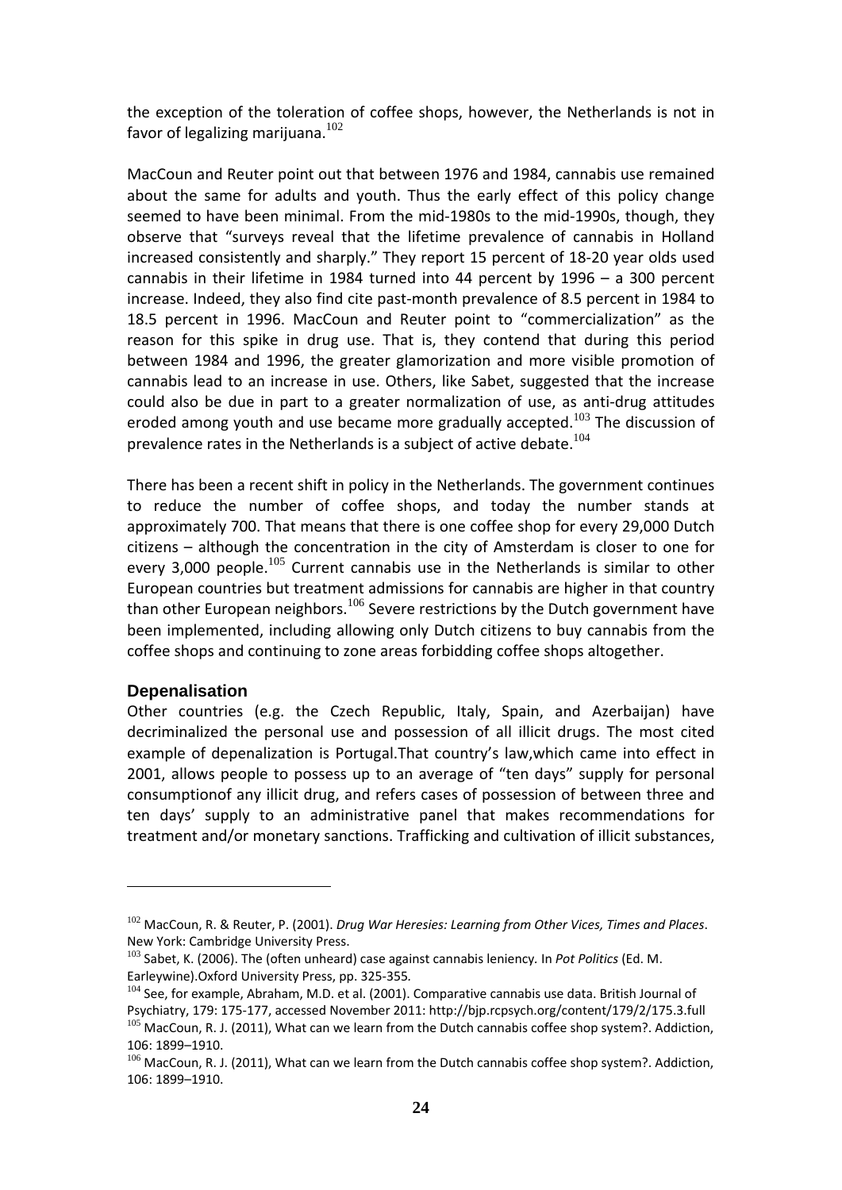the exception of the toleration of coffee shops, however, the Netherlands is not in favor of legalizing marijuana.[102]

MacCoun and Reuter point out that between 1976 and 1984, cannabis use remained about the same for adults and youth. Thus the early effect of this policy change seemed to have been minimal. From the mid-1980s to the mid-1990s, though, they observe that "surveys reveal that the lifetime prevalence of cannabis in Holland increased consistently and sharply." They report 15 percent of 18-20 year olds used cannabis in their lifetime in 1984 turned into 44 percent by 1996 – a 300 percent increase. Indeed, they also find cite past-month prevalence of 8.5 percent in 1984 to 18.5 percent in 1996. MacCoun and Reuter point to "commercialization" as the reason for this spike in drug use. That is, they contend that during this period between 1984 and 1996, the greater glamorization and more visible promotion of cannabis lead to an increase in use. Others, like Sabet, suggested that the increase could also be due in part to a greater normalization of use, as anti-drug attitudes eroded among youth and use became more gradually accepted.[103] The discussion of prevalence rates in the Netherlands is a subject of active debate.[104]

There has been a recent shift in policy in the Netherlands. The government continues to reduce the number of coffee shops, and today the number stands at approximately 700. That means that there is one coffee shop for every 29,000 Dutch citizens – although the concentration in the city of Amsterdam is closer to one for every 3,000 people.[105] Current cannabis use in the Netherlands is similar to other European countries but treatment admissions for cannabis are higher in that country than other European neighbors.[106] Severe restrictions by the Dutch government have been implemented, including allowing only Dutch citizens to buy cannabis from the coffee shops and continuing to zone areas forbidding coffee shops altogether.

### Depenalisation

Other countries (e.g. the Czech Republic, Italy, Spain, and Azerbaijan) have decriminalized the personal use and possession of all illicit drugs. The most cited example of depenalization is Portugal.That country's law,which came into effect in 2001, allows people to possess up to an average of "ten days" supply for personal consumptionof any illicit drug, and refers cases of possession of between three and ten days' supply to an administrative panel that makes recommendations for treatment and/or monetary sanctions. Trafficking and cultivation of illicit substances,

---

[102] MacCoun, R. & Reuter, P. (2001). *Drug War Heresies: Learning from Other Vices, Times and Places*. New York: Cambridge University Press.

[103] Sabet, K. (2006). The (often unheard) case against cannabis leniency. In *Pot Politics* (Ed. M. Earleywine).Oxford University Press, pp. 325-355.

[104] See, for example, Abraham, M.D. et al. (2001). Comparative cannabis use data. British Journal of Psychiatry, 179: 175-177, accessed November 2011: http://bjp.rcpsych.org/content/179/2/175.3.full

[105] MacCoun, R. J. (2011), What can we learn from the Dutch cannabis coffee shop system?. Addiction, 106: 1899–1910.

[106] MacCoun, R. J. (2011), What can we learn from the Dutch cannabis coffee shop system?. Addiction, 106: 1899–1910.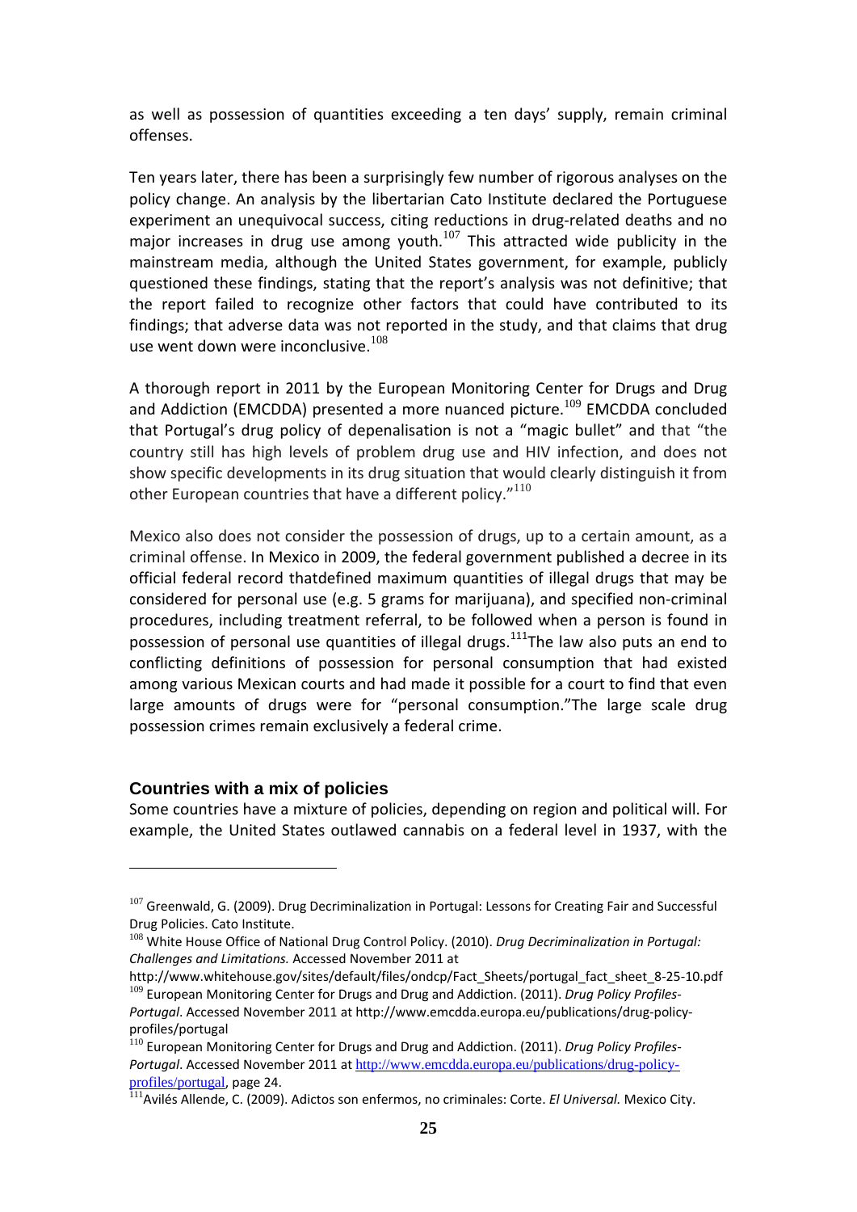as well as possession of quantities exceeding a ten days' supply, remain criminal offenses.

Ten years later, there has been a surprisingly few number of rigorous analyses on the policy change. An analysis by the libertarian Cato Institute declared the Portuguese experiment an unequivocal success, citing reductions in drug-related deaths and no major increases in drug use among youth.[107] This attracted wide publicity in the mainstream media, although the United States government, for example, publicly questioned these findings, stating that the report's analysis was not definitive; that the report failed to recognize other factors that could have contributed to its findings; that adverse data was not reported in the study, and that claims that drug use went down were inconclusive.[108]

A thorough report in 2011 by the European Monitoring Center for Drugs and Drug and Addiction (EMCDDA) presented a more nuanced picture.[109] EMCDDA concluded that Portugal's drug policy of depenalisation is not a "magic bullet" and that "the country still has high levels of problem drug use and HIV infection, and does not show specific developments in its drug situation that would clearly distinguish it from other European countries that have a different policy."[110]

Mexico also does not consider the possession of drugs, up to a certain amount, as a criminal offense. In Mexico in 2009, the federal government published a decree in its official federal record thatdefined maximum quantities of illegal drugs that may be considered for personal use (e.g. 5 grams for marijuana), and specified non-criminal procedures, including treatment referral, to be followed when a person is found in possession of personal use quantities of illegal drugs.[111]The law also puts an end to conflicting definitions of possession for personal consumption that had existed among various Mexican courts and had made it possible for a court to find that even large amounts of drugs were for "personal consumption."The large scale drug possession crimes remain exclusively a federal crime.

## Countries with a mix of policies

Some countries have a mixture of policies, depending on region and political will. For example, the United States outlawed cannabis on a federal level in 1937, with the

---

[107] Greenwald, G. (2009). Drug Decriminalization in Portugal: Lessons for Creating Fair and Successful Drug Policies. Cato Institute.

[108] White House Office of National Drug Control Policy. (2010). *Drug Decriminalization in Portugal: Challenges and Limitations.* Accessed November 2011 at http://www.whitehouse.gov/sites/default/files/ondcp/Fact_Sheets/portugal_fact_sheet_8-25-10.pdf

[109] European Monitoring Center for Drugs and Drug and Addiction. (2011). *Drug Policy Profiles-Portugal*. Accessed November 2011 at http://www.emcdda.europa.eu/publications/drug-policy-profiles/portugal

[110] European Monitoring Center for Drugs and Drug and Addiction. (2011). *Drug Policy Profiles-Portugal*. Accessed November 2011 at http://www.emcdda.europa.eu/publications/drug-policy-profiles/portugal, page 24.

[111] Avilés Allende, C. (2009). Adictos son enfermos, no criminales: Corte. *El Universal.* Mexico City.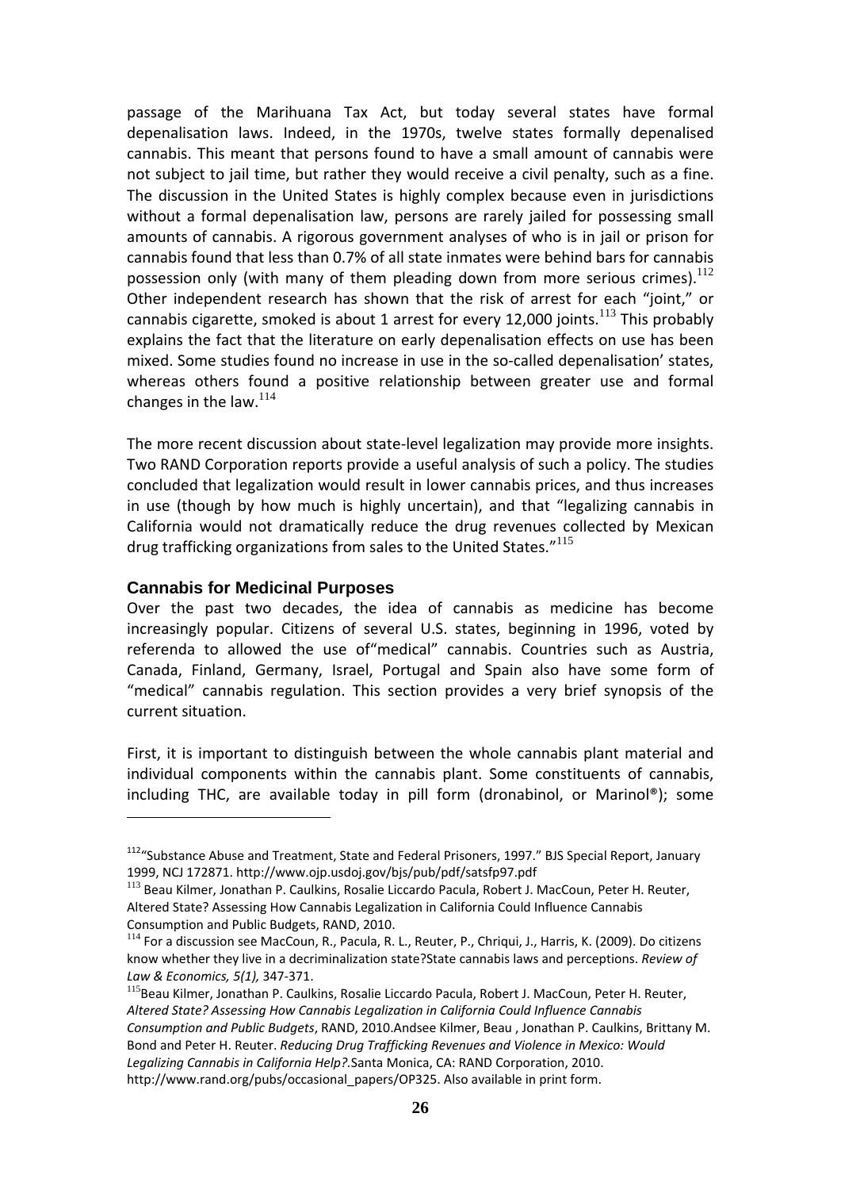passage of the Marihuana Tax Act, but today several states have formal depenalisation laws. Indeed, in the 1970s, twelve states formally depenalised cannabis. This meant that persons found to have a small amount of cannabis were not subject to jail time, but rather they would receive a civil penalty, such as a fine. The discussion in the United States is highly complex because even in jurisdictions without a formal depenalisation law, persons are rarely jailed for possessing small amounts of cannabis. A rigorous government analyses of who is in jail or prison for cannabis found that less than 0.7% of all state inmates were behind bars for cannabis possession only (with many of them pleading down from more serious crimes).[112] Other independent research has shown that the risk of arrest for each "joint," or cannabis cigarette, smoked is about 1 arrest for every 12,000 joints.[113] This probably explains the fact that the literature on early depenalisation effects on use has been mixed. Some studies found no increase in use in the so-called depenalisation' states, whereas others found a positive relationship between greater use and formal changes in the law.[114]

The more recent discussion about state-level legalization may provide more insights. Two RAND Corporation reports provide a useful analysis of such a policy. The studies concluded that legalization would result in lower cannabis prices, and thus increases in use (though by how much is highly uncertain), and that "legalizing cannabis in California would not dramatically reduce the drug revenues collected by Mexican drug trafficking organizations from sales to the United States."[115]

### Cannabis for Medicinal Purposes

Over the past two decades, the idea of cannabis as medicine has become increasingly popular. Citizens of several U.S. states, beginning in 1996, voted by referenda to allowed the use of"medical" cannabis. Countries such as Austria, Canada, Finland, Germany, Israel, Portugal and Spain also have some form of "medical" cannabis regulation. This section provides a very brief synopsis of the current situation.

First, it is important to distinguish between the whole cannabis plant material and individual components within the cannabis plant. Some constituents of cannabis, including THC, are available today in pill form (dronabinol, or Marinol®); some

---

[112]"Substance Abuse and Treatment, State and Federal Prisoners, 1997." BJS Special Report, January 1999, NCJ 172871. http://www.ojp.usdoj.gov/bjs/pub/pdf/satsfp97.pdf

[113] Beau Kilmer, Jonathan P. Caulkins, Rosalie Liccardo Pacula, Robert J. MacCoun, Peter H. Reuter, Altered State? Assessing How Cannabis Legalization in California Could Influence Cannabis Consumption and Public Budgets, RAND, 2010.

[114] For a discussion see MacCoun, R., Pacula, R. L., Reuter, P., Chriqui, J., Harris, K. (2009). Do citizens know whether they live in a decriminalization state?State cannabis laws and perceptions. *Review of Law & Economics, 5(1),* 347-371.

[115]Beau Kilmer, Jonathan P. Caulkins, Rosalie Liccardo Pacula, Robert J. MacCoun, Peter H. Reuter, *Altered State? Assessing How Cannabis Legalization in California Could Influence Cannabis Consumption and Public Budgets*, RAND, 2010.Andsee Kilmer, Beau , Jonathan P. Caulkins, Brittany M. Bond and Peter H. Reuter. *Reducing Drug Trafficking Revenues and Violence in Mexico: Would Legalizing Cannabis in California Help?*.Santa Monica, CA: RAND Corporation, 2010. http://www.rand.org/pubs/occasional_papers/OP325. Also available in print form.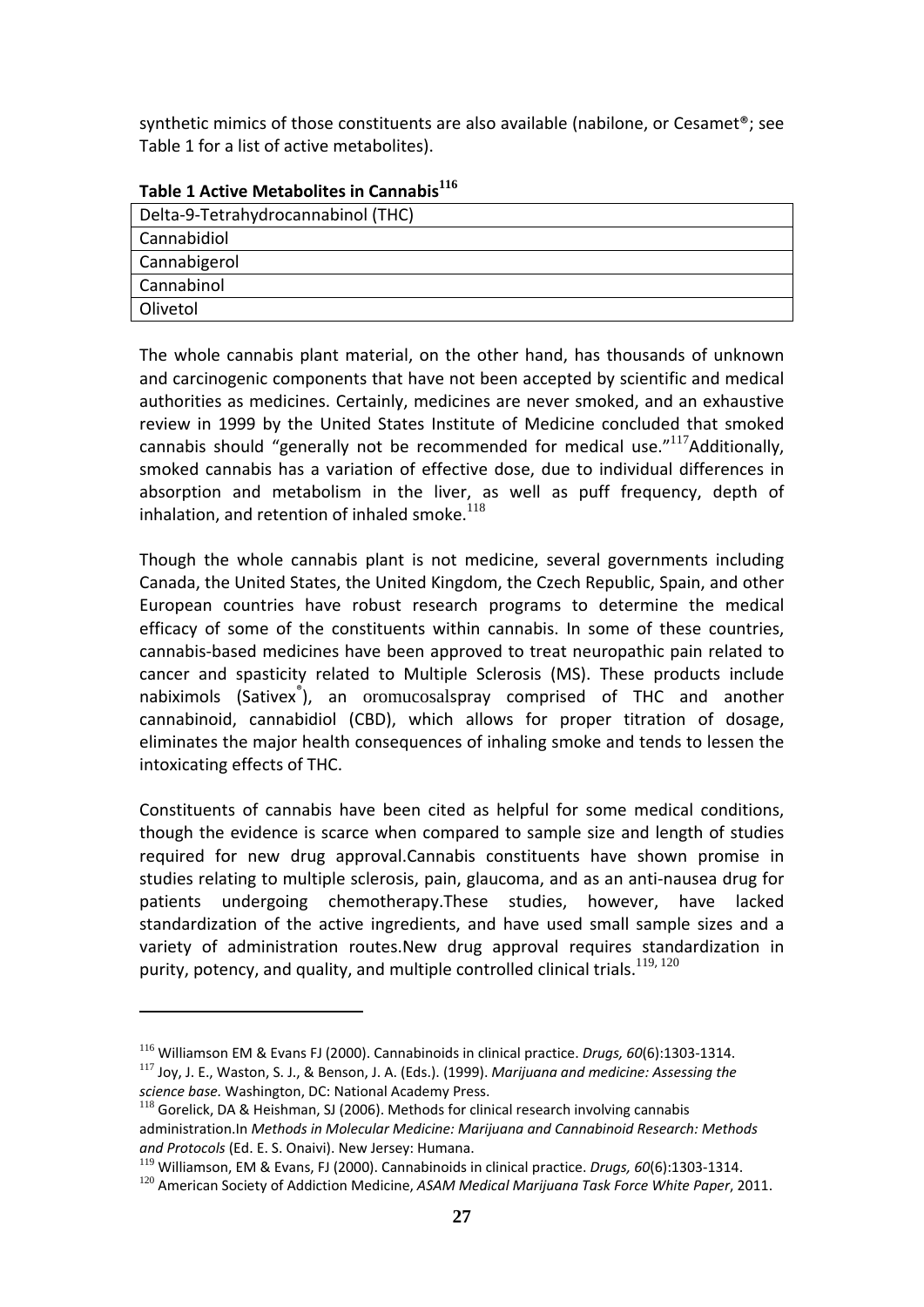synthetic mimics of those constituents are also available (nabilone, or Cesamet®; see Table 1 for a list of active metabolites).

**Table 1 Active Metabolites in Cannabis[116]**

| Active Metabolites |
|---|
| Delta-9-Tetrahydrocannabinol (THC) |
| Cannabidiol |
| Cannabigerol |
| Cannabinol |
| Olivetol |

The whole cannabis plant material, on the other hand, has thousands of unknown and carcinogenic components that have not been accepted by scientific and medical authorities as medicines. Certainly, medicines are never smoked, and an exhaustive review in 1999 by the United States Institute of Medicine concluded that smoked cannabis should "generally not be recommended for medical use."[117] Additionally, smoked cannabis has a variation of effective dose, due to individual differences in absorption and metabolism in the liver, as well as puff frequency, depth of inhalation, and retention of inhaled smoke.[118]

Though the whole cannabis plant is not medicine, several governments including Canada, the United States, the United Kingdom, the Czech Republic, Spain, and other European countries have robust research programs to determine the medical efficacy of some of the constituents within cannabis. In some of these countries, cannabis-based medicines have been approved to treat neuropathic pain related to cancer and spasticity related to Multiple Sclerosis (MS). These products include nabiximols (Sativex®), an oromucosalspray comprised of THC and another cannabinoid, cannabidiol (CBD), which allows for proper titration of dosage, eliminates the major health consequences of inhaling smoke and tends to lessen the intoxicating effects of THC.

Constituents of cannabis have been cited as helpful for some medical conditions, though the evidence is scarce when compared to sample size and length of studies required for new drug approval.Cannabis constituents have shown promise in studies relating to multiple sclerosis, pain, glaucoma, and as an anti-nausea drug for patients undergoing chemotherapy.These studies, however, have lacked standardization of the active ingredients, and have used small sample sizes and a variety of administration routes.New drug approval requires standardization in purity, potency, and quality, and multiple controlled clinical trials.[119, 120]

---

[116] Williamson EM & Evans FJ (2000). Cannabinoids in clinical practice. *Drugs, 60*(6):1303-1314.

[117] Joy, J. E., Waston, S. J., & Benson, J. A. (Eds.). (1999). *Marijuana and medicine: Assessing the science base.* Washington, DC: National Academy Press.

[118] Gorelick, DA & Heishman, SJ (2006). Methods for clinical research involving cannabis administration.In *Methods in Molecular Medicine: Marijuana and Cannabinoid Research: Methods and Protocols* (Ed. E. S. Onaivi). New Jersey: Humana.

[119] Williamson, EM & Evans, FJ (2000). Cannabinoids in clinical practice. *Drugs, 60*(6):1303-1314.

[120] American Society of Addiction Medicine, *ASAM Medical Marijuana Task Force White Paper*, 2011.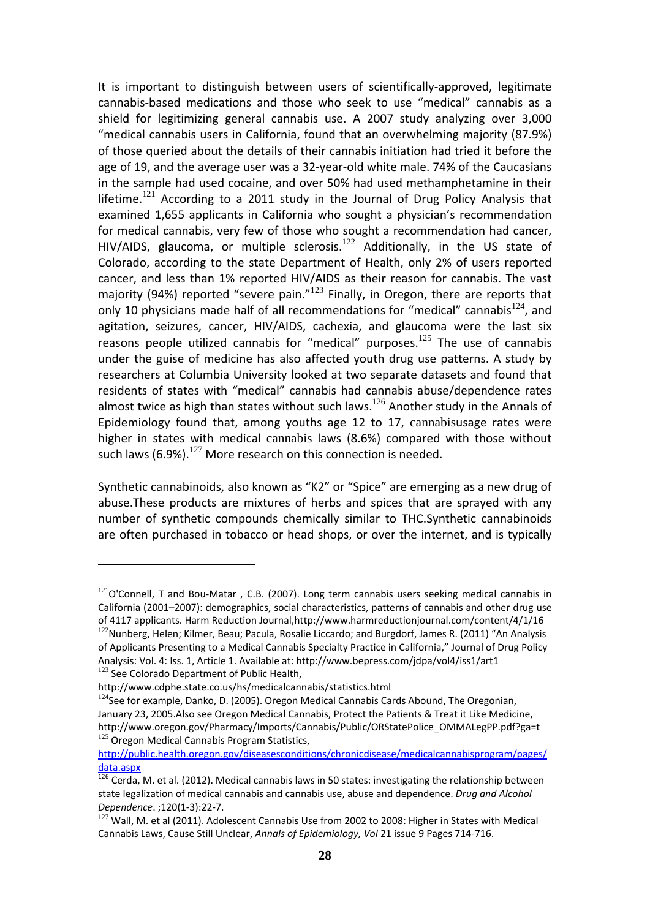It is important to distinguish between users of scientifically-approved, legitimate cannabis-based medications and those who seek to use "medical" cannabis as a shield for legitimizing general cannabis use. A 2007 study analyzing over 3,000 "medical cannabis users in California, found that an overwhelming majority (87.9%) of those queried about the details of their cannabis initiation had tried it before the age of 19, and the average user was a 32-year-old white male. 74% of the Caucasians in the sample had used cocaine, and over 50% had used methamphetamine in their lifetime.[121] According to a 2011 study in the Journal of Drug Policy Analysis that examined 1,655 applicants in California who sought a physician's recommendation for medical cannabis, very few of those who sought a recommendation had cancer, HIV/AIDS, glaucoma, or multiple sclerosis.[122] Additionally, in the US state of Colorado, according to the state Department of Health, only 2% of users reported cancer, and less than 1% reported HIV/AIDS as their reason for cannabis. The vast majority (94%) reported "severe pain."[123] Finally, in Oregon, there are reports that only 10 physicians made half of all recommendations for "medical" cannabis[124], and agitation, seizures, cancer, HIV/AIDS, cachexia, and glaucoma were the last six reasons people utilized cannabis for "medical" purposes.[125] The use of cannabis under the guise of medicine has also affected youth drug use patterns. A study by researchers at Columbia University looked at two separate datasets and found that residents of states with "medical" cannabis had cannabis abuse/dependence rates almost twice as high than states without such laws.[126] Another study in the Annals of Epidemiology found that, among youths age 12 to 17, cannabisusage rates were higher in states with medical cannabis laws (8.6%) compared with those without such laws (6.9%).[127] More research on this connection is needed.

Synthetic cannabinoids, also known as "K2" or "Spice" are emerging as a new drug of abuse.These products are mixtures of herbs and spices that are sprayed with any number of synthetic compounds chemically similar to THC.Synthetic cannabinoids are often purchased in tobacco or head shops, or over the internet, and is typically

---

[121] O'Connell, T and Bou-Matar , C.B. (2007). Long term cannabis users seeking medical cannabis in California (2001–2007): demographics, social characteristics, patterns of cannabis and other drug use of 4117 applicants. Harm Reduction Journal,http://www.harmreductionjournal.com/content/4/1/16

[122] Nunberg, Helen; Kilmer, Beau; Pacula, Rosalie Liccardo; and Burgdorf, James R. (2011) "An Analysis of Applicants Presenting to a Medical Cannabis Specialty Practice in California," Journal of Drug Policy Analysis: Vol. 4: Iss. 1, Article 1. Available at: http://www.bepress.com/jdpa/vol4/iss1/art1

[123] See Colorado Department of Public Health, http://www.cdphe.state.co.us/hs/medicalcannabis/statistics.html

[124] See for example, Danko, D. (2005). Oregon Medical Cannabis Cards Abound, The Oregonian, January 23, 2005.Also see Oregon Medical Cannabis, Protect the Patients & Treat it Like Medicine, http://www.oregon.gov/Pharmacy/Imports/Cannabis/Public/ORStatePolice_OMMALegPP.pdf?ga=t

[125] Oregon Medical Cannabis Program Statistics, http://public.health.oregon.gov/diseasesconditions/chronicdisease/medicalcannabisprogram/pages/data.aspx

[126] Cerda, M. et al. (2012). Medical cannabis laws in 50 states: investigating the relationship between state legalization of medical cannabis and cannabis use, abuse and dependence. *Drug and Alcohol Dependence*. ;120(1-3):22-7.

[127] Wall, M. et al (2011). Adolescent Cannabis Use from 2002 to 2008: Higher in States with Medical Cannabis Laws, Cause Still Unclear, *Annals of Epidemiology, Vol* 21 issue 9 Pages 714-716.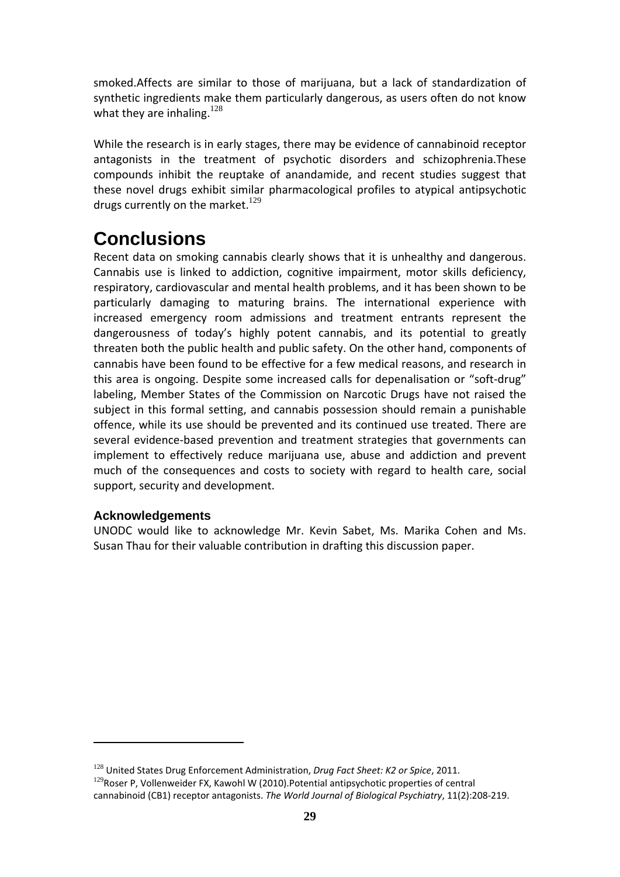smoked.Affects are similar to those of marijuana, but a lack of standardization of synthetic ingredients make them particularly dangerous, as users often do not know what they are inhaling.[128]

While the research is in early stages, there may be evidence of cannabinoid receptor antagonists in the treatment of psychotic disorders and schizophrenia.These compounds inhibit the reuptake of anandamide, and recent studies suggest that these novel drugs exhibit similar pharmacological profiles to atypical antipsychotic drugs currently on the market.[129]

# Conclusions

Recent data on smoking cannabis clearly shows that it is unhealthy and dangerous. Cannabis use is linked to addiction, cognitive impairment, motor skills deficiency, respiratory, cardiovascular and mental health problems, and it has been shown to be particularly damaging to maturing brains. The international experience with increased emergency room admissions and treatment entrants represent the dangerousness of today's highly potent cannabis, and its potential to greatly threaten both the public health and public safety. On the other hand, components of cannabis have been found to be effective for a few medical reasons, and research in this area is ongoing. Despite some increased calls for depenalisation or "soft-drug" labeling, Member States of the Commission on Narcotic Drugs have not raised the subject in this formal setting, and cannabis possession should remain a punishable offence, while its use should be prevented and its continued use treated. There are several evidence-based prevention and treatment strategies that governments can implement to effectively reduce marijuana use, abuse and addiction and prevent much of the consequences and costs to society with regard to health care, social support, security and development.

### Acknowledgements

UNODC would like to acknowledge Mr. Kevin Sabet, Ms. Marika Cohen and Ms. Susan Thau for their valuable contribution in drafting this discussion paper.

---

[128] United States Drug Enforcement Administration, *Drug Fact Sheet: K2 or Spice*, 2011.

[129] Roser P, Vollenweider FX, Kawohl W (2010).Potential antipsychotic properties of central cannabinoid (CB1) receptor antagonists. *The World Journal of Biological Psychiatry*, 11(2):208-219.